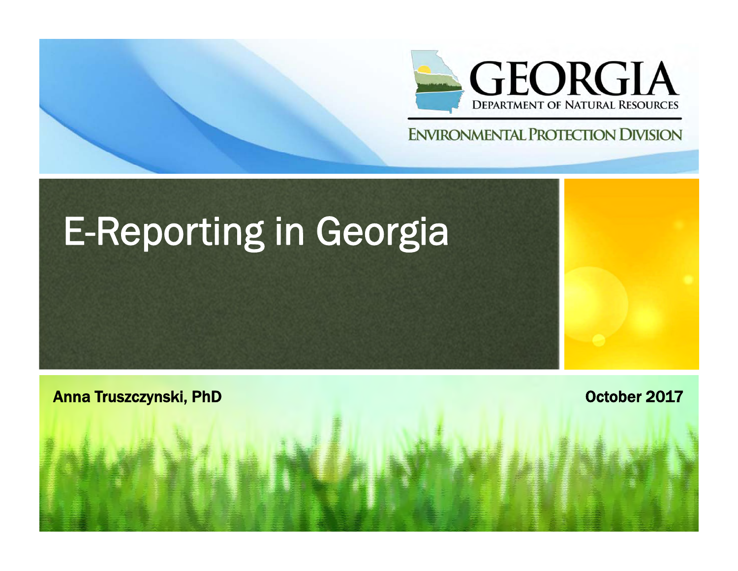GEORGIA
DEPARTMENT OF NATURAL RESOURCES

ENVIRONMENTAL PROTECTION DIVISION

# E-Reporting in Georgia

**Anna Truszczynski, PhD**

**October 2017**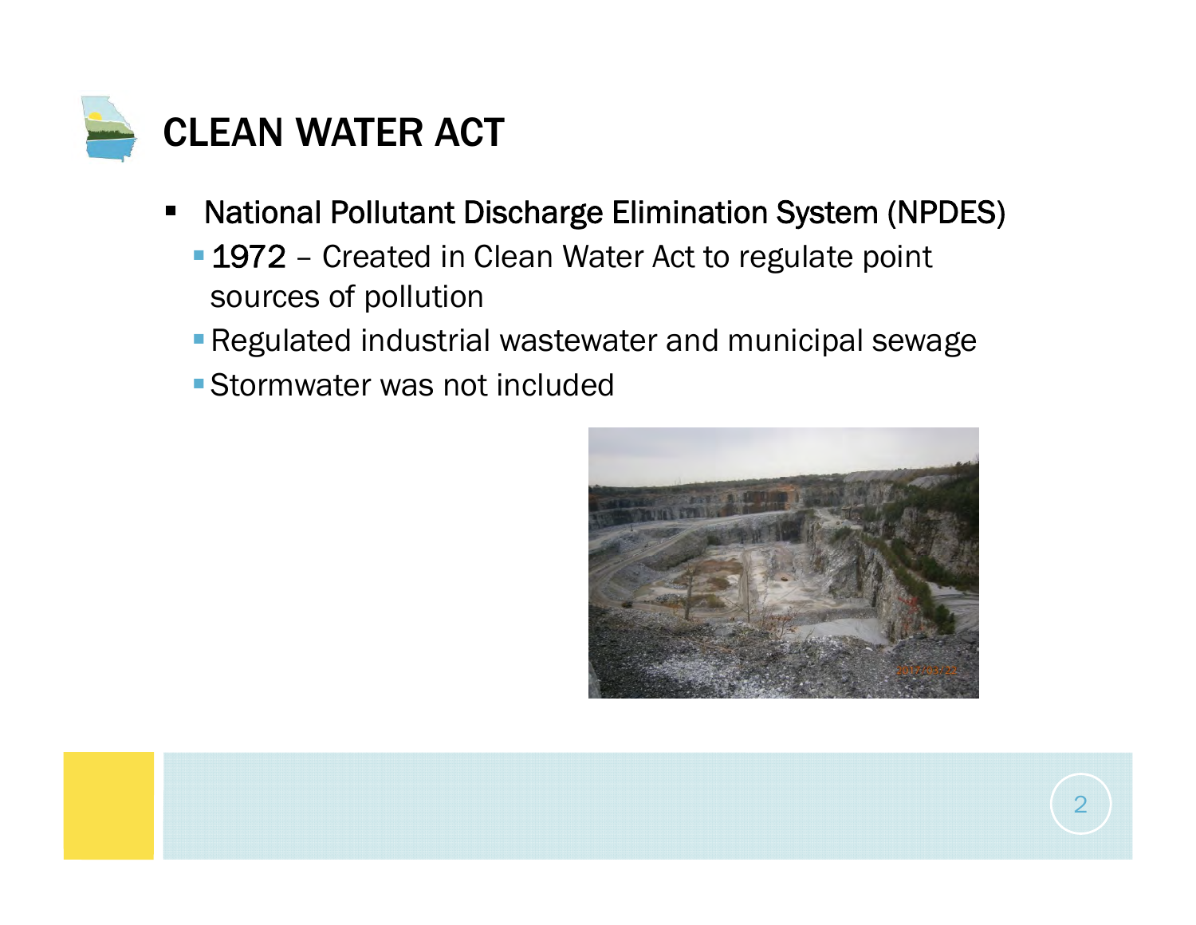# CLEAN WATER ACT

- National Pollutant Discharge Elimination System (NPDES)
  - 1972 – Created in Clean Water Act to regulate point sources of pollution
  - Regulated industrial wastewater and municipal sewage
  - Stormwater was not included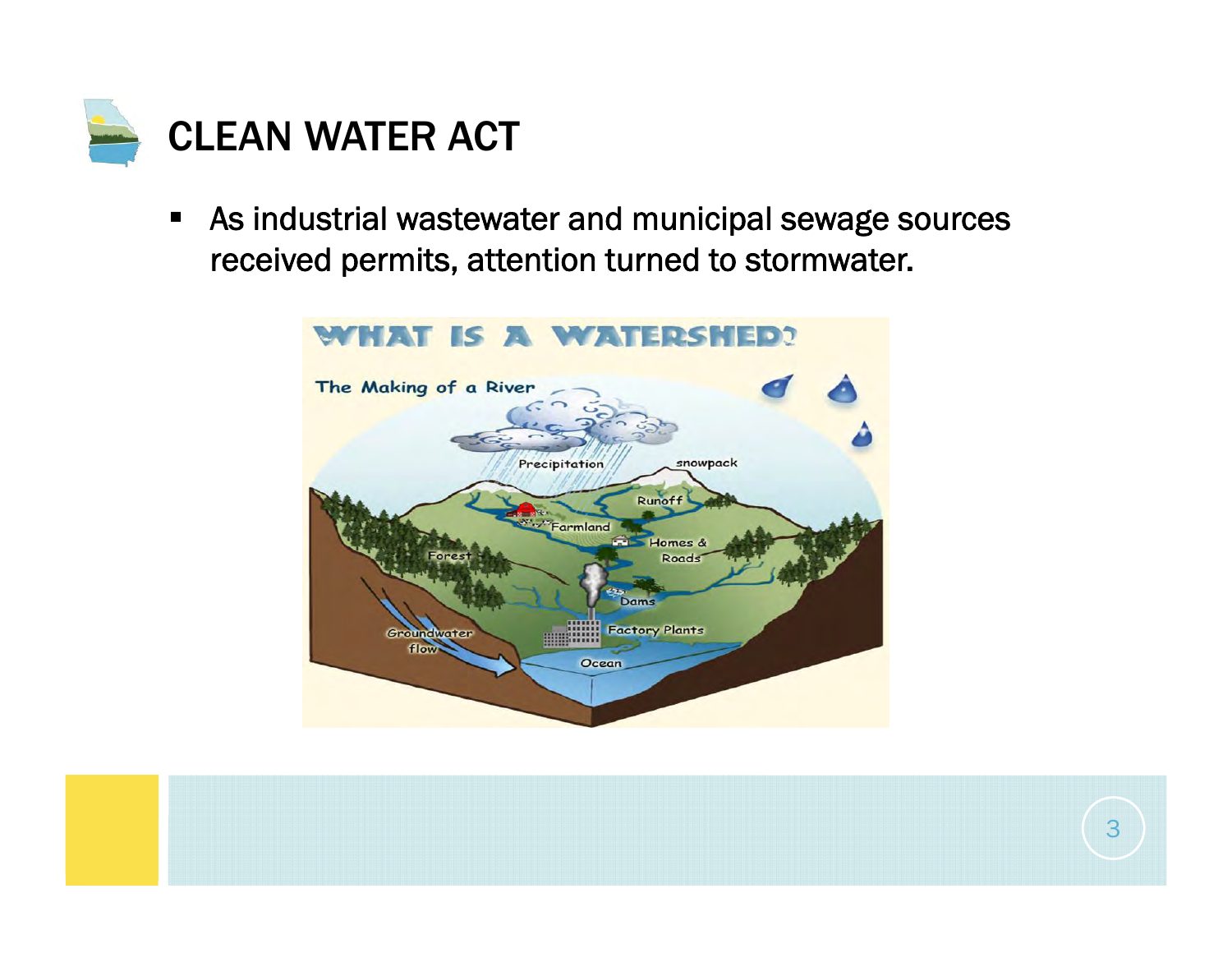# CLEAN WATER ACT

- As industrial wastewater and municipal sewage sources received permits, attention turned to stormwater.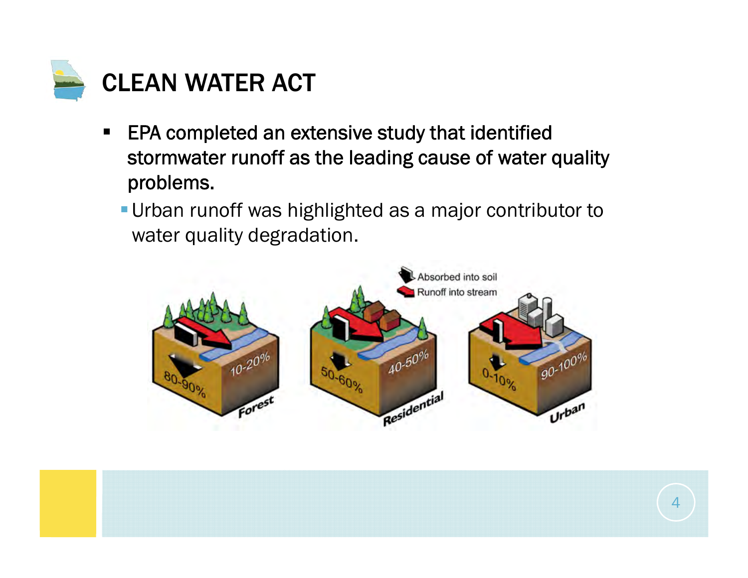# CLEAN WATER ACT

- EPA completed an extensive study that identified stormwater runoff as the leading cause of water quality problems.
  - Urban runoff was highlighted as a major contributor to water quality degradation.

Absorbed into soil
Runoff into stream

| | Absorbed into soil | Runoff into stream |
|---|---|---|
| Forest | 80-90% | 10-20% |
| Residential | 50-60% | 40-50% |
| Urban | 0-10% | 90-100% |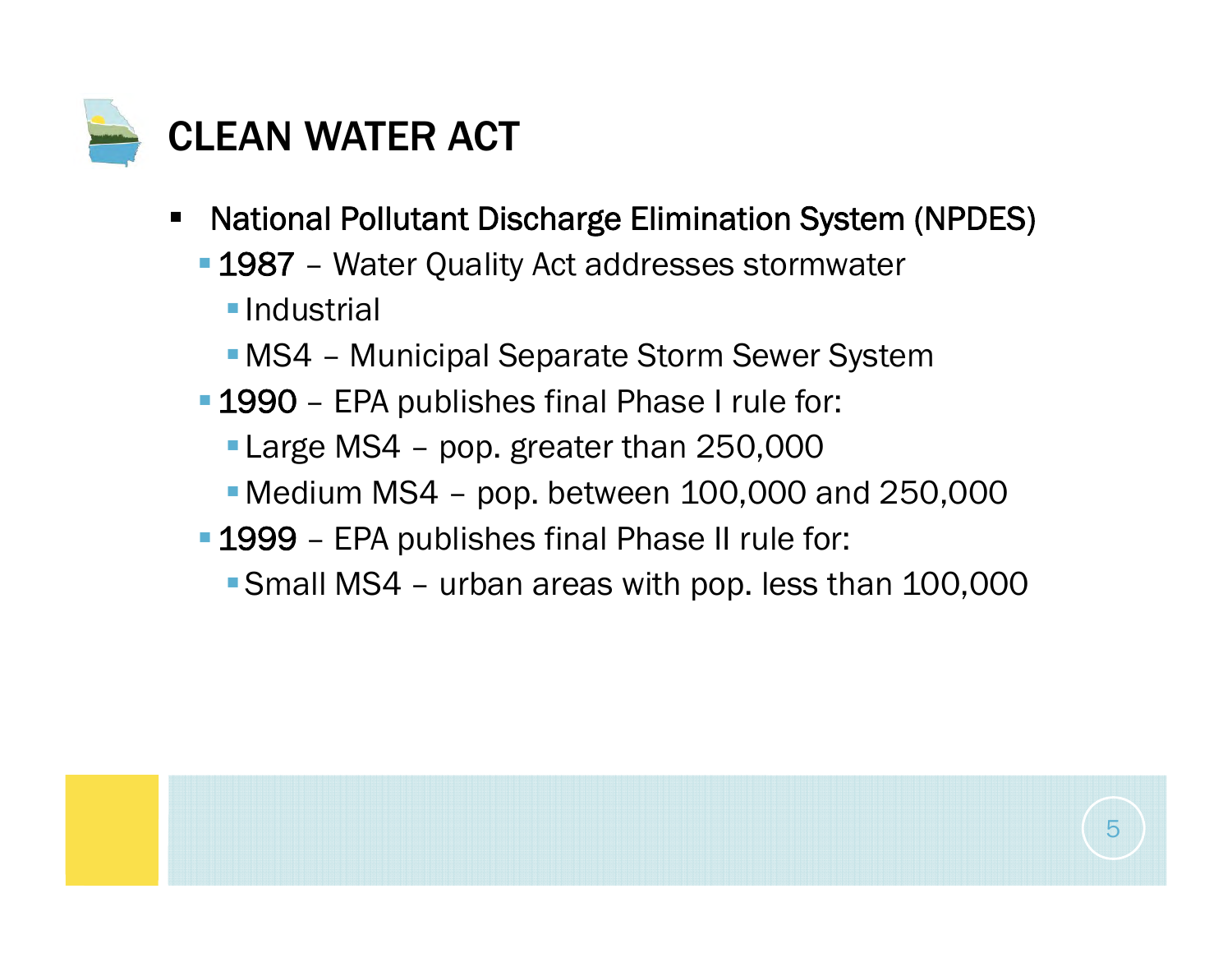# CLEAN WATER ACT

- National Pollutant Discharge Elimination System (NPDES)
  - 1987 – Water Quality Act addresses stormwater
    - Industrial
    - MS4 – Municipal Separate Storm Sewer System
  - 1990 – EPA publishes final Phase I rule for:
    - Large MS4 – pop. greater than 250,000
    - Medium MS4 – pop. between 100,000 and 250,000
  - 1999 – EPA publishes final Phase II rule for:
    - Small MS4 – urban areas with pop. less than 100,000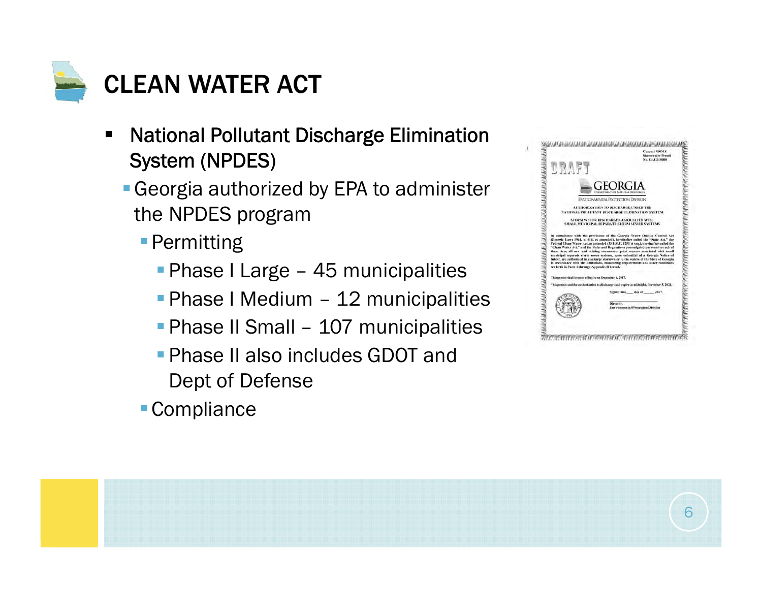# CLEAN WATER ACT

- National Pollutant Discharge Elimination System (NPDES)
  - Georgia authorized by EPA to administer the NPDES program
    - Permitting
      - Phase I Large – 45 municipalities
      - Phase I Medium – 12 municipalities
      - Phase II Small – 107 municipalities
      - Phase II also includes GDOT and Dept of Defense
    - Compliance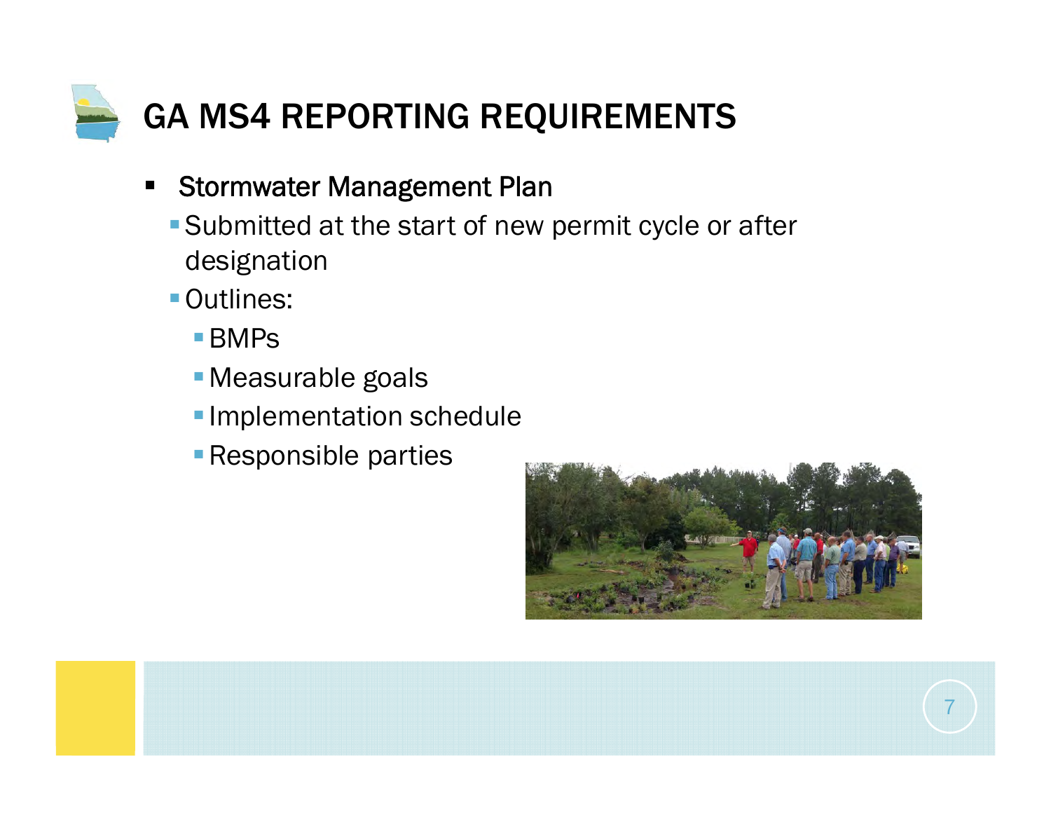# GA MS4 REPORTING REQUIREMENTS

- Stormwater Management Plan
  - Submitted at the start of new permit cycle or after designation
  - Outlines:
    - BMPs
    - Measurable goals
    - Implementation schedule
    - Responsible parties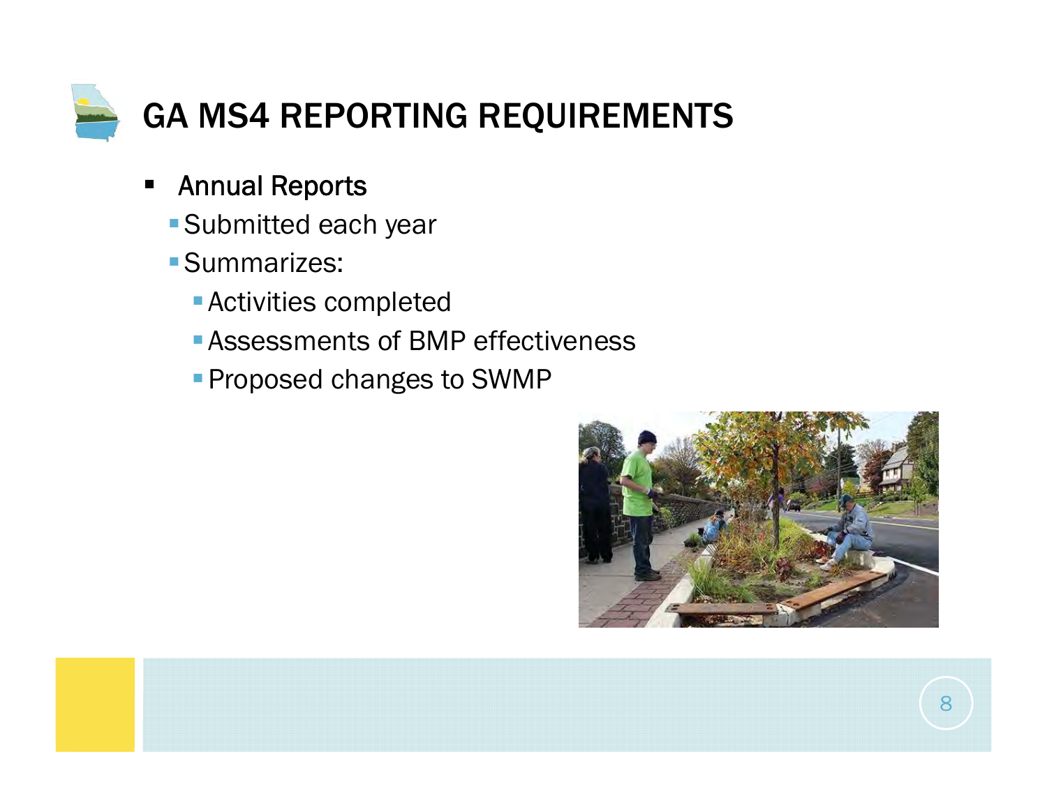# GA MS4 REPORTING REQUIREMENTS

- Annual Reports
  - Submitted each year
  - Summarizes:
    - Activities completed
    - Assessments of BMP effectiveness
    - Proposed changes to SWMP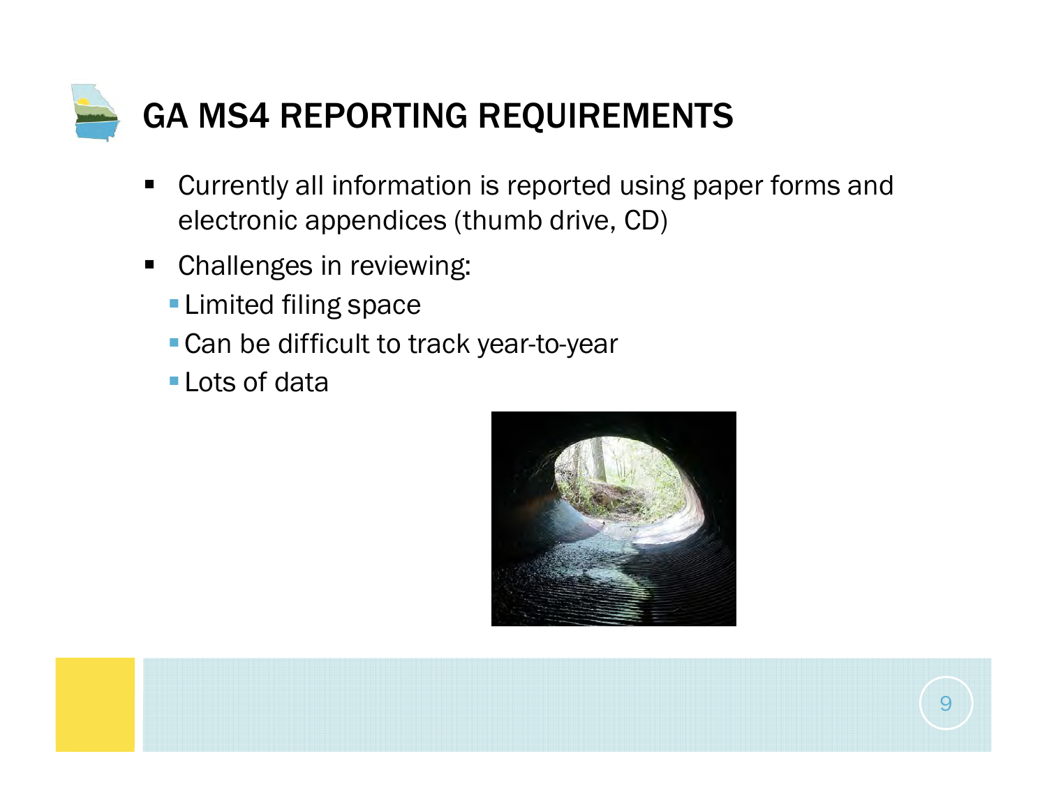# GA MS4 REPORTING REQUIREMENTS

- Currently all information is reported using paper forms and electronic appendices (thumb drive, CD)
- Challenges in reviewing:
  - Limited filing space
  - Can be difficult to track year-to-year
  - Lots of data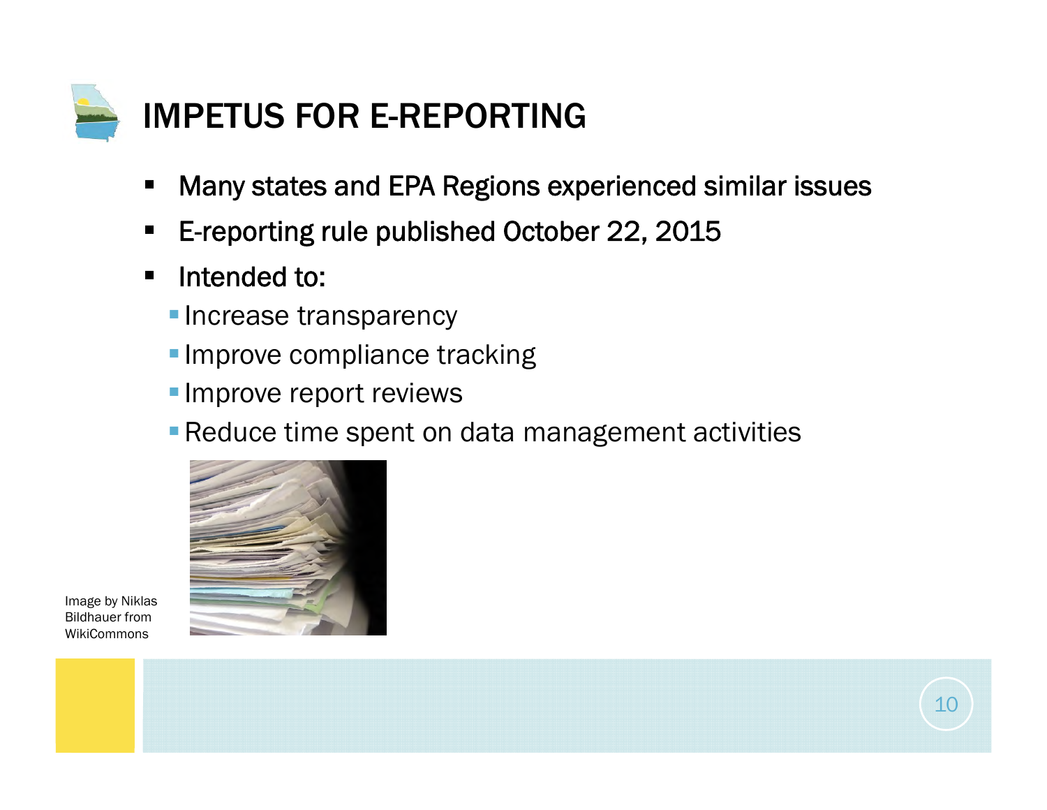# IMPETUS FOR E-REPORTING

- Many states and EPA Regions experienced similar issues
- E-reporting rule published October 22, 2015
- Intended to:
  - Increase transparency
  - Improve compliance tracking
  - Improve report reviews
  - Reduce time spent on data management activities

Image by Niklas Bildhauer from WikiCommons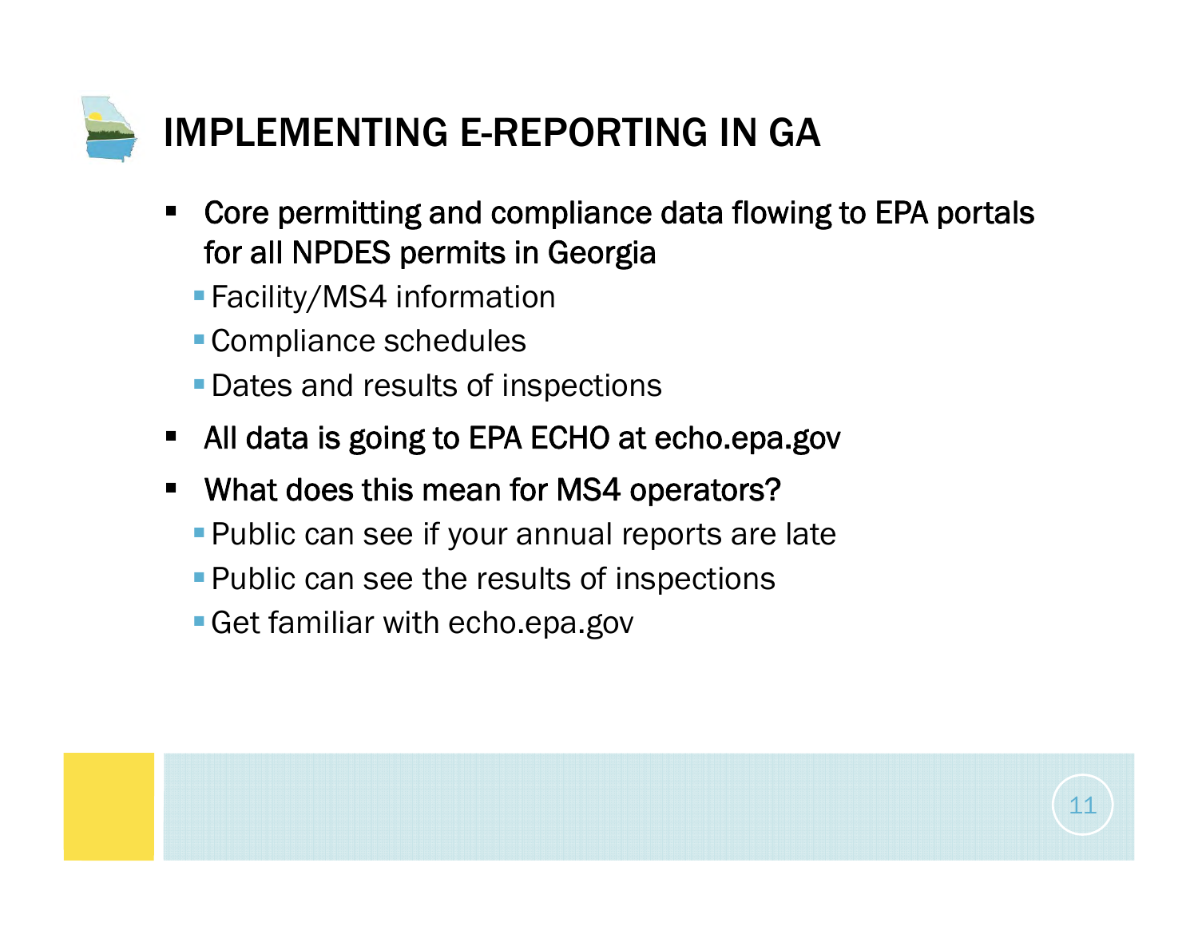# IMPLEMENTING E-REPORTING IN GA

- Core permitting and compliance data flowing to EPA portals for all NPDES permits in Georgia
  - Facility/MS4 information
  - Compliance schedules
  - Dates and results of inspections
- All data is going to EPA ECHO at echo.epa.gov
- What does this mean for MS4 operators?
  - Public can see if your annual reports are late
  - Public can see the results of inspections
  - Get familiar with echo.epa.gov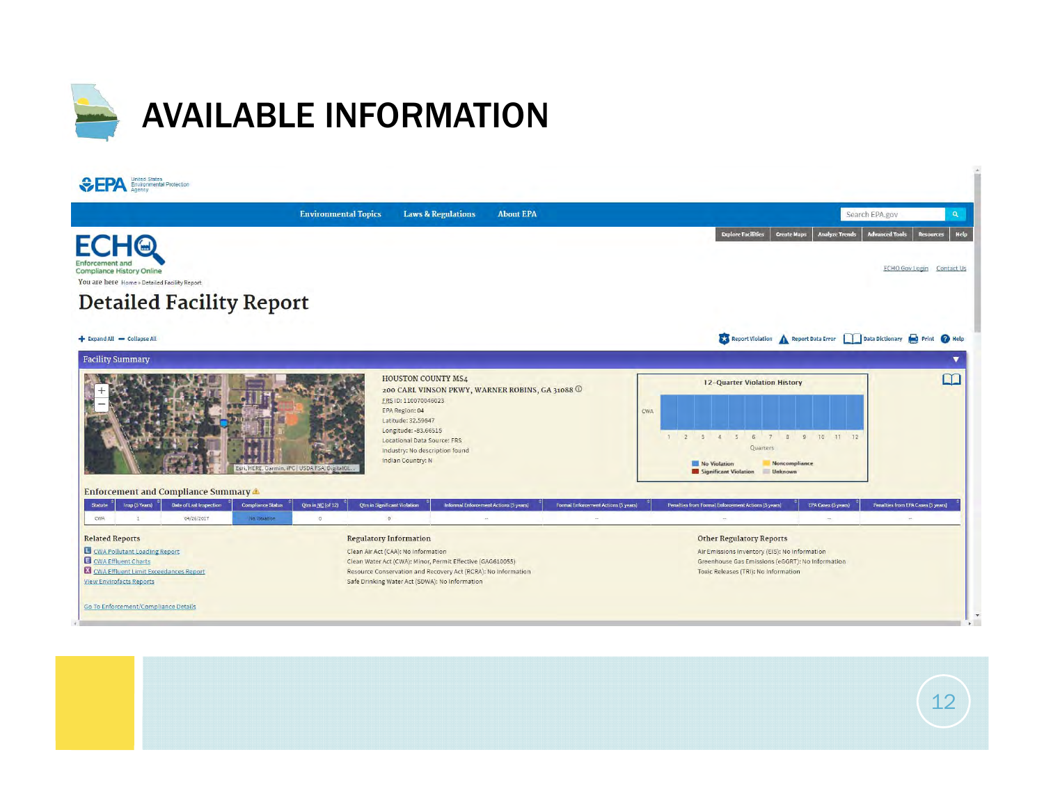# AVAILABLE INFORMATION

United States Environmental Protection Agency

Environmental Topics | Laws & Regulations | About EPA

Explore Facilities | Create Maps | Analyze Trends | Advanced Tools | Resources | Help

ECHO Enforcement and Compliance History Online

ECHO Gov Login | Contact Us

You are here Home » Detailed Facility Report

## Detailed Facility Report

Expand All | Collapse All

Report Violation | Report Data Error | Data Dictionary | Print | Help

### Facility Summary

HOUSTON COUNTY MS4
200 CARL VINSON PKWY, WARNER ROBINS, GA 31088
FRS ID: 110070046023
EPA Region: 04
Latitude: 32.59647
Longitude: -83.66515
Locational Data Source: FRS
Industry: No description found
Indian Country: N

12-Quarter Violation History

### Enforcement and Compliance Summary

| Statute | Insp (5 Years) | Date of Last Inspection | Compliance Status | Qtrs in NC (of 12) | Qtrs in Significant Violation | Informal Enforcement Actions (5 years) | Formal Enforcement Actions (5 years) | Penalties from Formal Enforcement Actions (5 years) | EPA Cases (5 years) | Penalties from EPA Cases (5 years) |
|---|---|---|---|---|---|---|---|---|---|---|
| CWA | 1 | 04/26/2017 | No Violation | 0 | 0 | -- | -- | -- | -- | -- |

**Related Reports**
- CWA Pollutant Loading Report
- CWA Effluent Charts
- CWA Effluent Limit Exceedances Report
- View Envirofacts Reports

**Regulatory Information**
- Clean Air Act (CAA): No Information
- Clean Water Act (CWA): Minor, Permit Effective (GAG610055)
- Resource Conservation and Recovery Act (RCRA): No Information
- Safe Drinking Water Act (SDWA): No Information

**Other Regulatory Reports**
- Air Emissions Inventory (EIS): No Information
- Greenhouse Gas Emissions (eGGRT): No Information
- Toxic Releases (TRI): No Information

Go To Enforcement/Compliance Details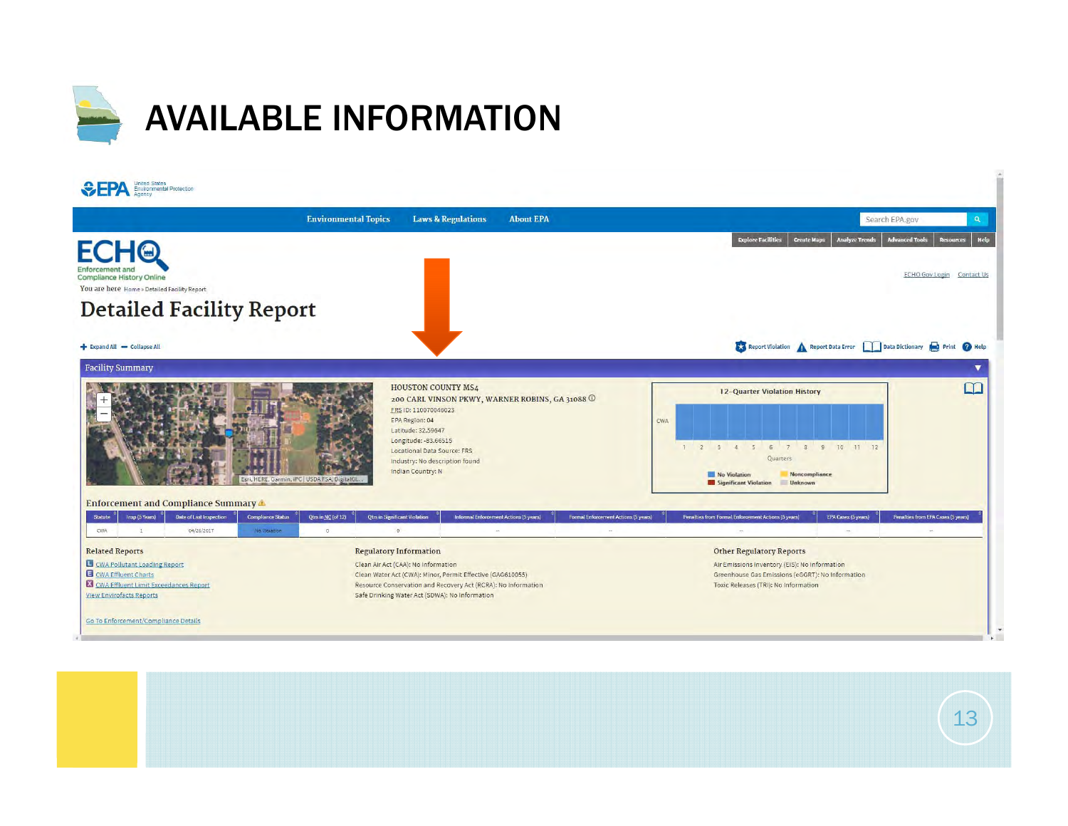# AVAILABLE INFORMATION

EPA United States Environmental Protection Agency

Environmental Topics | Laws & Regulations | About EPA

Explore Facilities | Create Maps | Analyze Trends | Advanced Tools | Resources | Help

ECHO Enforcement and Compliance History Online

ECHO Gov Login | Contact Us

You are here Home » Detailed Facility Report

## Detailed Facility Report

Expand All — Collapse All

Report Violation | Report Data Error | Data Dictionary | Print | Help

### Facility Summary

HOUSTON COUNTY MS4
200 CARL VINSON PKWY, WARNER ROBINS, GA 31088
FRS ID: 110070046023
EPA Region: 04
Latitude: 32.59647
Longitude: -83.66515
Locational Data Source: FRS
Industry: No description found
Indian Country: N

12-Quarter Violation History

### Enforcement and Compliance Summary

| Statute | Insp (5 Years) | Date of Last Inspection | Compliance Status | Qtrs in NC (of 12) | Qtrs in Significant Violation | Informal Enforcement Actions (5 years) | Formal Enforcement Actions (5 years) | Penalties from Formal Enforcement Actions (5 years) | EPA Cases (5 years) | Penalties from EPA Cases (5 years) |
|---|---|---|---|---|---|---|---|---|---|---|
| CWA | 1 | 04/26/2017 | No Violation | 0 | 0 | -- | -- | -- | -- | -- |

**Related Reports**

- CWA Pollutant Loading Report
- CWA Effluent Charts
- CWA Effluent Limit Exceedances Report
- View Envirofacts Reports

**Regulatory Information**

- Clean Air Act (CAA): No Information
- Clean Water Act (CWA): Minor, Permit Effective (GAG610055)
- Resource Conservation and Recovery Act (RCRA): No Information
- Safe Drinking Water Act (SDWA): No Information

**Other Regulatory Reports**

- Air Emissions Inventory (EIS): No Information
- Greenhouse Gas Emissions (eGGRT): No Information
- Toxic Releases (TRI): No Information

Go To Enforcement/Compliance Details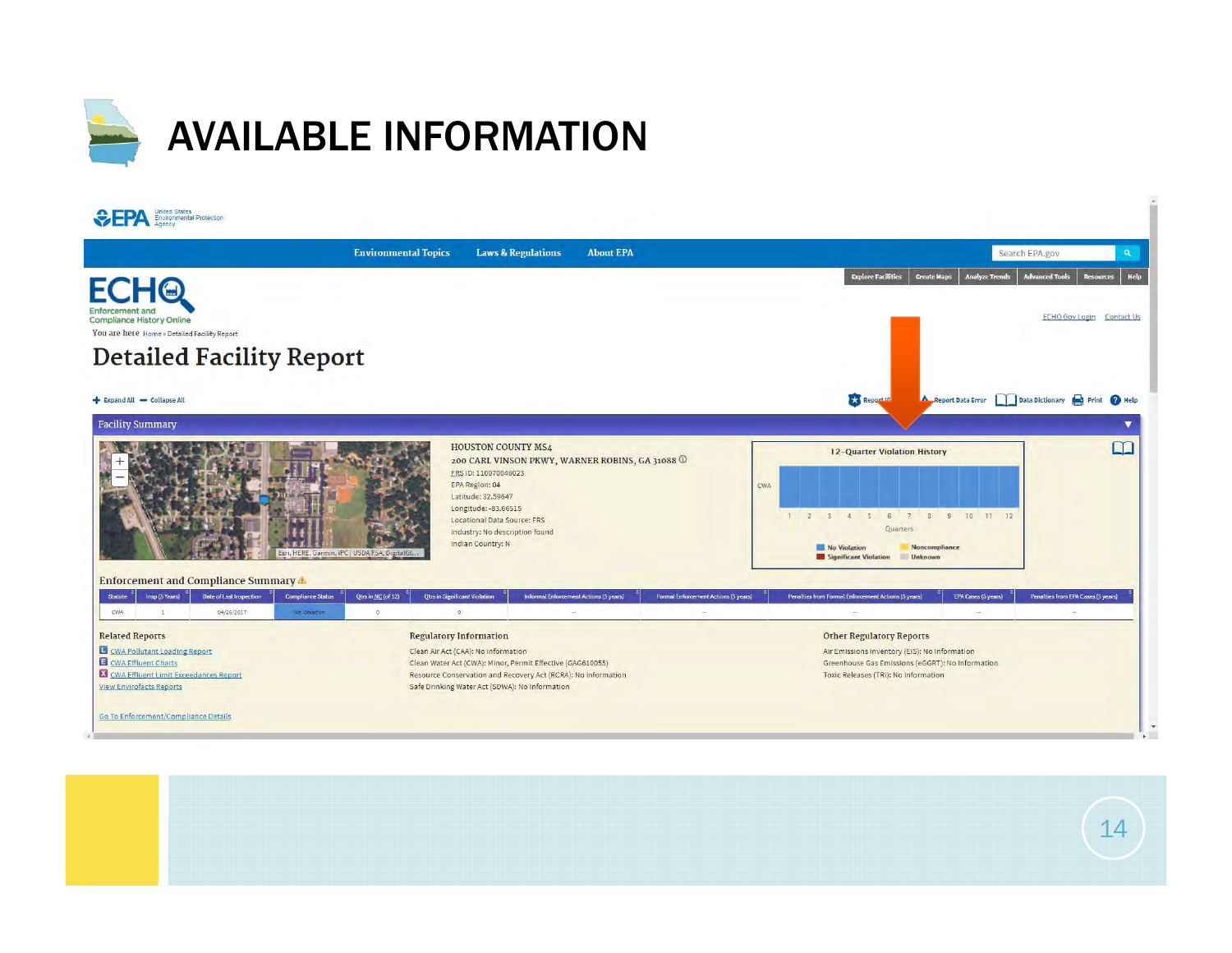# AVAILABLE INFORMATION

EPA United States Environmental Protection Agency

Environmental Topics | Laws & Regulations | About EPA

Explore Facilities | Create Maps | Analyze Trends | Advanced Tools | Resources | Help

ECHO Enforcement and Compliance History Online

ECHO Gov Login | Contact Us

You are here Home » Detailed Facility Report

## Detailed Facility Report

Expand All | Collapse All

Report Data Error | Data Dictionary | Print | Help

### Facility Summary

HOUSTON COUNTY MS4
200 CARL VINSON PKWY, WARNER ROBINS, GA 31088
FRS ID: 110070046023
EPA Region: 04
Latitude: 32.59647
Longitude: -83.66515
Locational Data Source: FRS
Industry: No description found
Indian Country: N

12-Quarter Violation History

CWA

Quarters: 1 2 3 4 5 6 7 8 9 10 11 12

No Violation | Noncompliance | Significant Violation | Unknown

### Enforcement and Compliance Summary

| Statute | Insp (5 Years) | Date of Last Inspection | Compliance Status | Qtrs in NC (of 12) | Qtrs in Significant Violation | Informal Enforcement Actions (5 years) | Formal Enforcement Actions (5 years) | Penalties from Formal Enforcement Actions (5 years) | EPA Cases (5 years) | Penalties from EPA Cases (5 years) |
|---|---|---|---|---|---|---|---|---|---|---|
| CWA | 1 | 04/26/2017 | No Violation | 0 | 0 | -- | -- | -- | -- | -- |

**Related Reports**

- CWA Pollutant Loading Report
- CWA Effluent Charts
- CWA Effluent Limit Exceedances Report
- View Envirofacts Reports

**Regulatory Information**

Clean Air Act (CAA): No Information
Clean Water Act (CWA): Minor, Permit Effective (GAG610055)
Resource Conservation and Recovery Act (RCRA): No Information
Safe Drinking Water Act (SDWA): No Information

**Other Regulatory Reports**

Air Emissions Inventory (EIS): No Information
Greenhouse Gas Emissions (eGGRT): No Information
Toxic Releases (TRI): No Information

Go To Enforcement/Compliance Details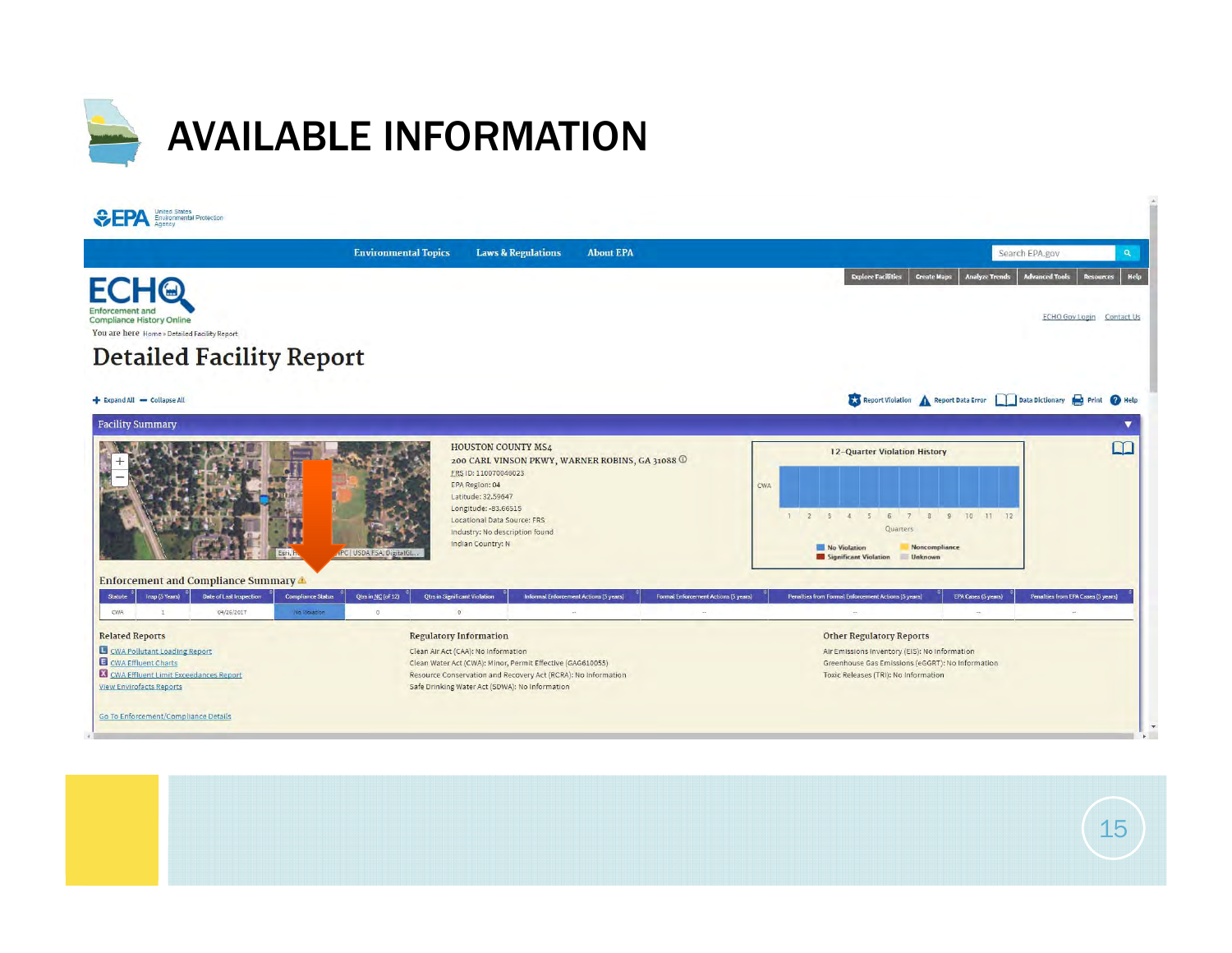# AVAILABLE INFORMATION

United States Environmental Protection Agency

Environmental Topics | Laws & Regulations | About EPA

Search EPA.gov

Explore Facilities | Create Maps | Analyze Trends | Advanced Tools | Resources | Help

ECHO Enforcement and Compliance History Online

ECHO Gov Login | Contact Us

You are here Home » Detailed Facility Report

## Detailed Facility Report

Expand All | Collapse All

Report Violation | Report Data Error | Data Dictionary | Print | Help

### Facility Summary

HOUSTON COUNTY MS4
200 CARL VINSON PKWY, WARNER ROBINS, GA 31088
FRS ID: 110070046023
EPA Region: 04
Latitude: 32.59647
Longitude: -83.66515
Locational Data Source: FRS
Industry: No description found
Indian Country: N

12-Quarter Violation History

CWA

Quarters: 1 2 3 4 5 6 7 8 9 10 11 12

No Violation | Noncompliance | Significant Violation | Unknown

### Enforcement and Compliance Summary

| Statute | Insp (5 Years) | Date of Last Inspection | Compliance Status | Qtrs in NC (of 12) | Qtrs in Significant Violation | Informal Enforcement Actions (5 years) | Formal Enforcement Actions (5 years) | Penalties from Formal Enforcement Actions (5 years) | EPA Cases (5 years) | Penalties from EPA Cases (5 years) |
|---|---|---|---|---|---|---|---|---|---|---|
| CWA | 1 | 04/26/2017 | No Violation | 0 | 0 | -- | -- | -- | -- | -- |

**Related Reports**

- CWA Pollutant Loading Report
- CWA Effluent Charts
- CWA Effluent Limit Exceedances Report
- View Envirofacts Reports

**Regulatory Information**

Clean Air Act (CAA): No Information
Clean Water Act (CWA): Minor, Permit Effective (GAG610055)
Resource Conservation and Recovery Act (RCRA): No Information
Safe Drinking Water Act (SDWA): No Information

**Other Regulatory Reports**

Air Emissions Inventory (EIS): No Information
Greenhouse Gas Emissions (eGGRT): No Information
Toxic Releases (TRI): No Information

Go To Enforcement/Compliance Details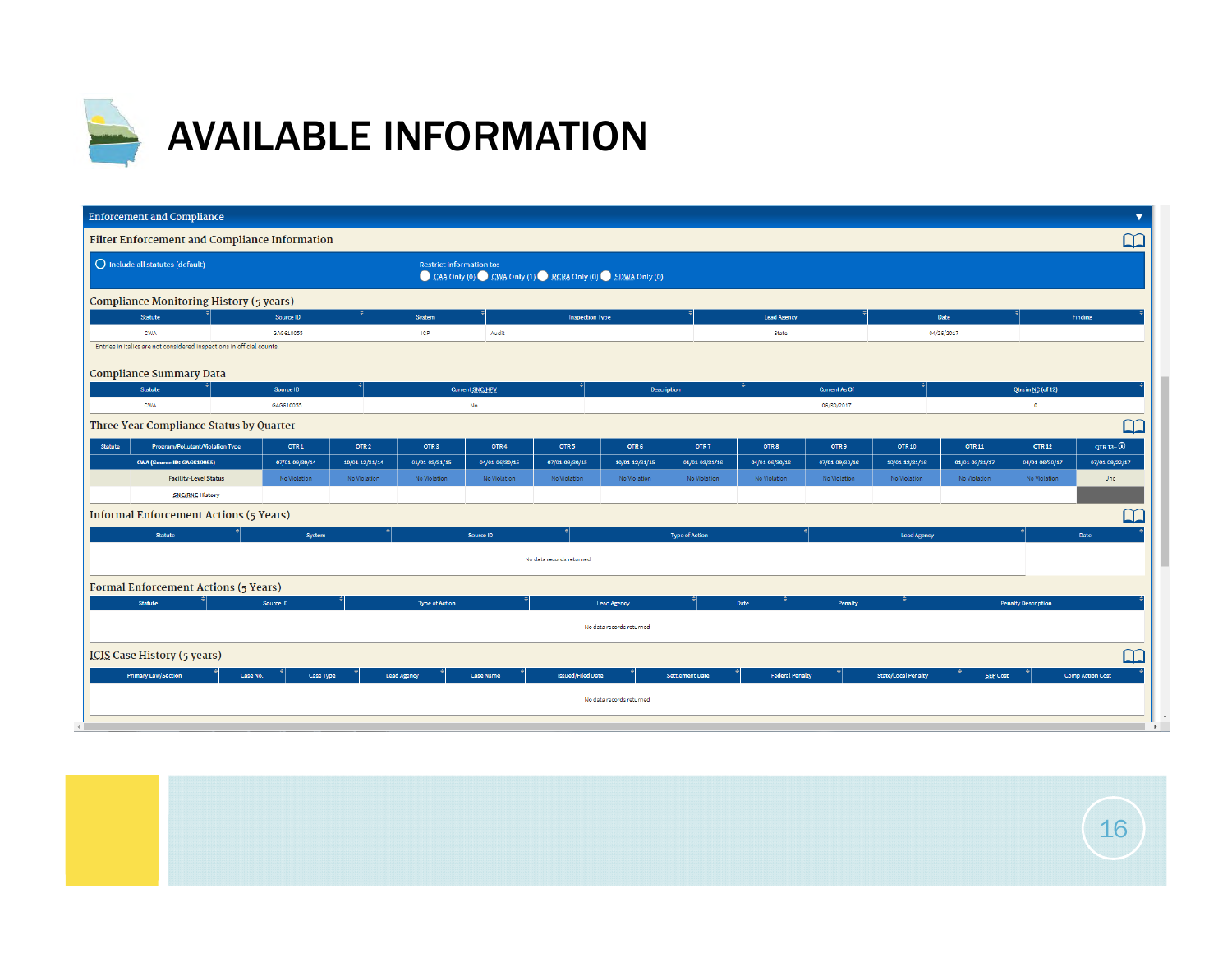# AVAILABLE INFORMATION

## Enforcement and Compliance

### Filter Enforcement and Compliance Information

Include all statutes (default)

Restrict information to: CAA Only (0) CWA Only (1) RCRA Only (0) SDWA Only (0)

### Compliance Monitoring History (5 years)

| Statute | Source ID | System | Inspection Type | Lead Agency | Date | Finding |
|---|---|---|---|---|---|---|
| CWA | GAG610055 | ICP | Audit | State | 04/28/2017 | |

Entries in italics are not considered inspections in official counts.

### Compliance Summary Data

| Statute | Source ID | Current SNC/HPV | Description | Current As Of | Qtrs in NC (of 12) |
|---|---|---|---|---|---|
| CWA | GAG610055 | No | | 06/30/2017 | 0 |

### Three Year Compliance Status by Quarter

| Statute | Program/Pollutant/Violation Type | QTR 1 | QTR 2 | QTR 3 | QTR 4 | QTR 5 | QTR 6 | QTR 7 | QTR 8 | QTR 9 | QTR 10 | QTR 11 | QTR 12 | QTR 13+ |
|---|---|---|---|---|---|---|---|---|---|---|---|---|---|---|
| CWA (Source ID: GAG610055) | | 07/01-09/30/14 | 10/01-12/31/14 | 01/01-03/31/15 | 04/01-06/30/15 | 07/01-09/30/15 | 10/01-12/31/15 | 01/01-03/31/16 | 04/01-06/30/16 | 07/01-09/30/16 | 10/01-12/31/16 | 01/01-03/31/17 | 04/01-06/30/17 | 07/01-09/22/17 |
| | Facility-Level Status | No Violation | No Violation | No Violation | No Violation | No Violation | No Violation | No Violation | No Violation | No Violation | No Violation | No Violation | No Violation | Und |
| | SNC/RNC History | | | | | | | | | | | | | |

### Informal Enforcement Actions (5 Years)

| Statute | System | Source ID | Type of Action | Lead Agency | Date |
|---|---|---|---|---|---|
| No data records returned | | | | | |

### Formal Enforcement Actions (5 Years)

| Statute | Source ID | Type of Action | Lead Agency | Date | Penalty | Penalty Description |
|---|---|---|---|---|---|---|
| No data records returned | | | | | | |

### ICIS Case History (5 years)

| Primary Law/Section | Case No. | Case Type | Lead Agency | Case Name | Issued/Filed Date | Settlement Date | Federal Penalty | State/Local Penalty | SEP Cost | Comp Action Cost |
|---|---|---|---|---|---|---|---|---|---|---|
| No data records returned | | | | | | | | | | |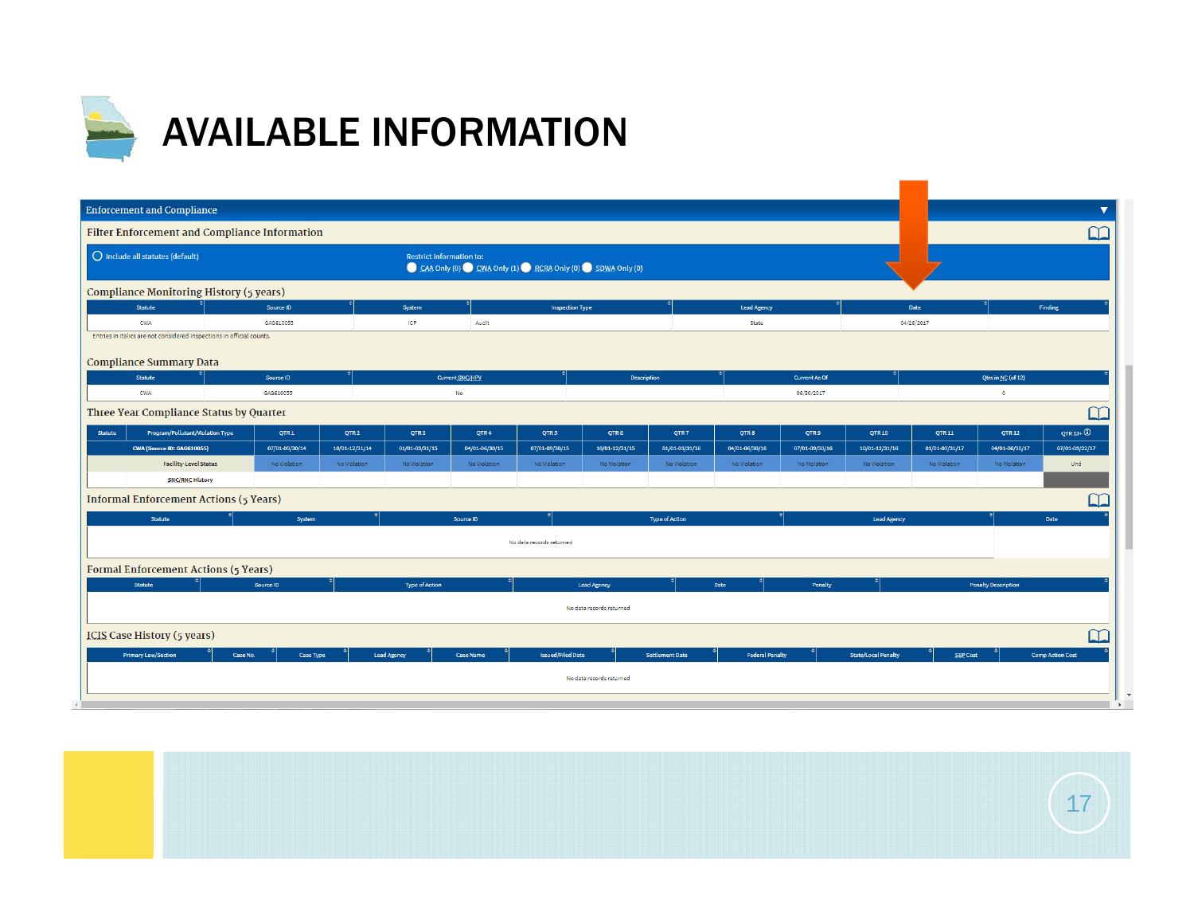# AVAILABLE INFORMATION

## Enforcement and Compliance

### Filter Enforcement and Compliance Information

Include all statutes (default)

Restrict information to: CAA Only (0) CWA Only (1) RCRA Only (0) SDWA Only (0)

### Compliance Monitoring History (5 years)

| Statute | Source ID | System | Inspection Type | Lead Agency | Date | Finding |
|---|---|---|---|---|---|---|
| CWA | GAG610055 | ICP | Audit | State | 04/28/2017 | |

Entries in italics are not considered inspections in official counts.

### Compliance Summary Data

| Statute | Source ID | Current SNC/HPV | Description | Current As Of | Qtrs in NC (of 12) |
|---|---|---|---|---|---|
| CWA | GAG610055 | No | | 06/30/2017 | 0 |

### Three Year Compliance Status by Quarter

| Statute | Program/Pollutant/Violation Type | QTR 1 | QTR 2 | QTR 3 | QTR 4 | QTR 5 | QTR 6 | QTR 7 | QTR 8 | QTR 9 | QTR 10 | QTR 11 | QTR 12 | QTR 13+ |
|---|---|---|---|---|---|---|---|---|---|---|---|---|---|---|
| CWA (Source ID: GAG610055) | | 07/01-09/30/14 | 10/01-12/31/14 | 01/01-03/31/15 | 04/01-06/30/15 | 07/01-09/30/15 | 10/01-12/31/15 | 01/01-03/31/16 | 04/01-06/30/16 | 07/01-09/30/16 | 10/01-12/31/16 | 01/01-03/31/17 | 04/01-06/30/17 | 07/01-09/22/17 |
| | Facility-Level Status | No Violation | No Violation | No Violation | No Violation | No Violation | No Violation | No Violation | No Violation | No Violation | No Violation | No Violation | No Violation | Und |
| | SNC/RNC History | | | | | | | | | | | | | |

### Informal Enforcement Actions (5 Years)

| Statute | System | Source ID | Type of Action | Lead Agency | Date |
|---|---|---|---|---|---|
| No data records returned | | | | | |

### Formal Enforcement Actions (5 Years)

| Statute | Source ID | Type of Action | Lead Agency | Date | Penalty | Penalty Description |
|---|---|---|---|---|---|---|
| No data records returned | | | | | | |

### ICIS Case History (5 years)

| Primary Law/Section | Case No. | Case Type | Lead Agency | Case Name | Issued/Filed Date | Settlement Date | Federal Penalty | State/Local Penalty | SEP Cost | Comp Action Cost |
|---|---|---|---|---|---|---|---|---|---|---|
| No data records returned | | | | | | | | | | |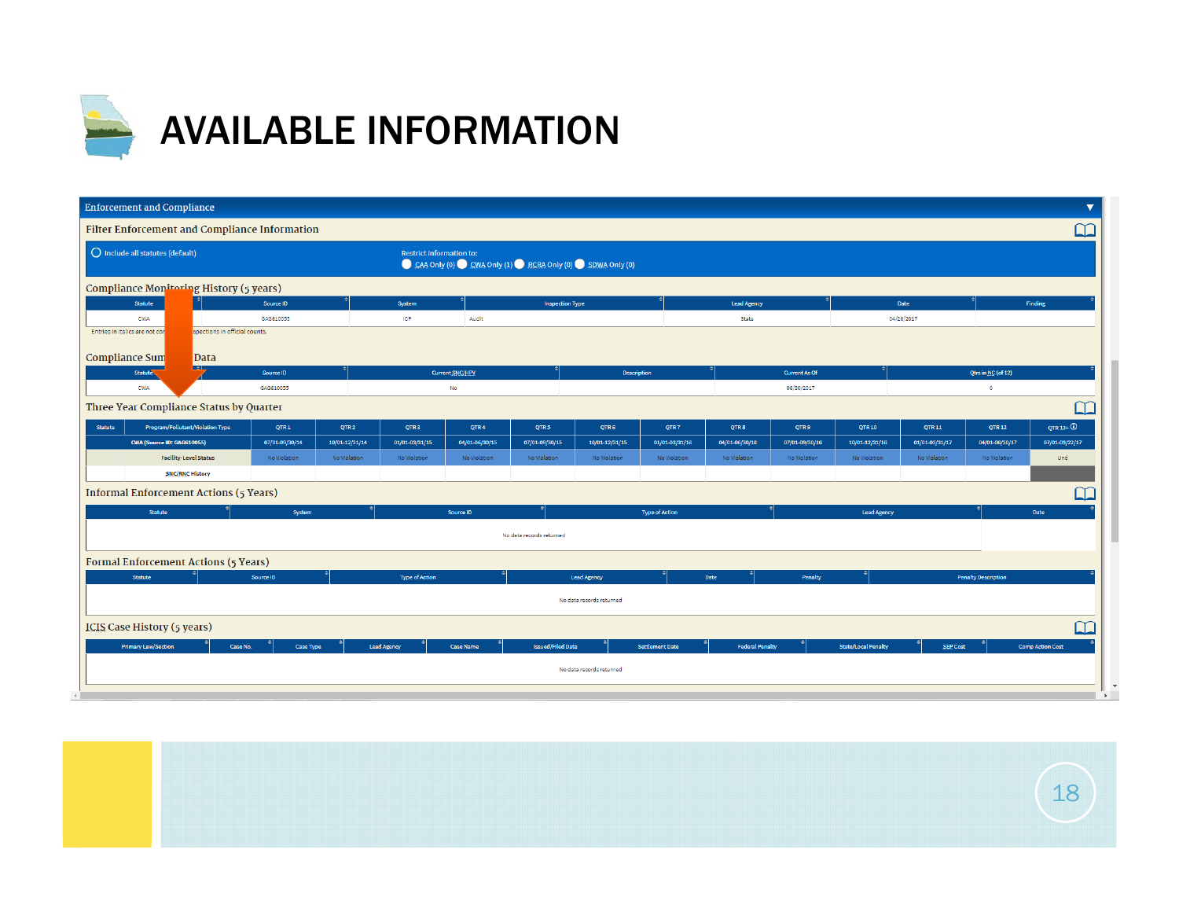# AVAILABLE INFORMATION

## Enforcement and Compliance

### Filter Enforcement and Compliance Information

Include all statutes (default)

Restrict information to: CAA Only (0) CWA Only (1) RCRA Only (0) SDWA Only (0)

### Compliance Monitoring History (5 years)

| Statute | Source ID | System | Inspection Type | Lead Agency | Date | Finding |
|---|---|---|---|---|---|---|
| CWA | GAG610055 | ICP | Audit | State | 04/28/2017 | |

Entries in italics are not con... ...spections in official counts.

### Compliance Summary Data

| Statute | Source ID | Current SNC/HPV | Description | Current As Of | Qtrs in NC (of 12) |
|---|---|---|---|---|---|
| CWA | GAG610055 | No | | 06/30/2017 | 0 |

### Three Year Compliance Status by Quarter

| Statute | Program/Pollutant/Violation Type | QTR 1 | QTR 2 | QTR 3 | QTR 4 | QTR 5 | QTR 6 | QTR 7 | QTR 8 | QTR 9 | QTR 10 | QTR 11 | QTR 12 | QTR 13+ |
|---|---|---|---|---|---|---|---|---|---|---|---|---|---|---|
| CWA (Source ID: GAG610055) | | 07/01-09/30/14 | 10/01-12/31/14 | 01/01-03/31/15 | 04/01-06/30/15 | 07/01-09/30/15 | 10/01-12/31/15 | 01/01-03/31/16 | 04/01-06/30/16 | 07/01-09/30/16 | 10/01-12/31/16 | 01/01-03/31/17 | 04/01-06/30/17 | 07/01-09/22/17 |
| | Facility-Level Status | No Violation | No Violation | No Violation | No Violation | No Violation | No Violation | No Violation | No Violation | No Violation | No Violation | No Violation | No Violation | Und |
| | SNC/RNC History | | | | | | | | | | | | | |

### Informal Enforcement Actions (5 Years)

| Statute | System | Source ID | Type of Action | Lead Agency | Date |
|---|---|---|---|---|---|
| No data records returned | | | | | |

### Formal Enforcement Actions (5 Years)

| Statute | Source ID | Type of Action | Lead Agency | Date | Penalty | Penalty Description |
|---|---|---|---|---|---|---|
| No data records returned | | | | | | |

### ICIS Case History (5 years)

| Primary Law/Section | Case No. | Case Type | Lead Agency | Case Name | Issued/Filed Date | Settlement Date | Federal Penalty | State/Local Penalty | SEP Cost | Comp Action Cost |
|---|---|---|---|---|---|---|---|---|---|---|
| No data records returned | | | | | | | | | | |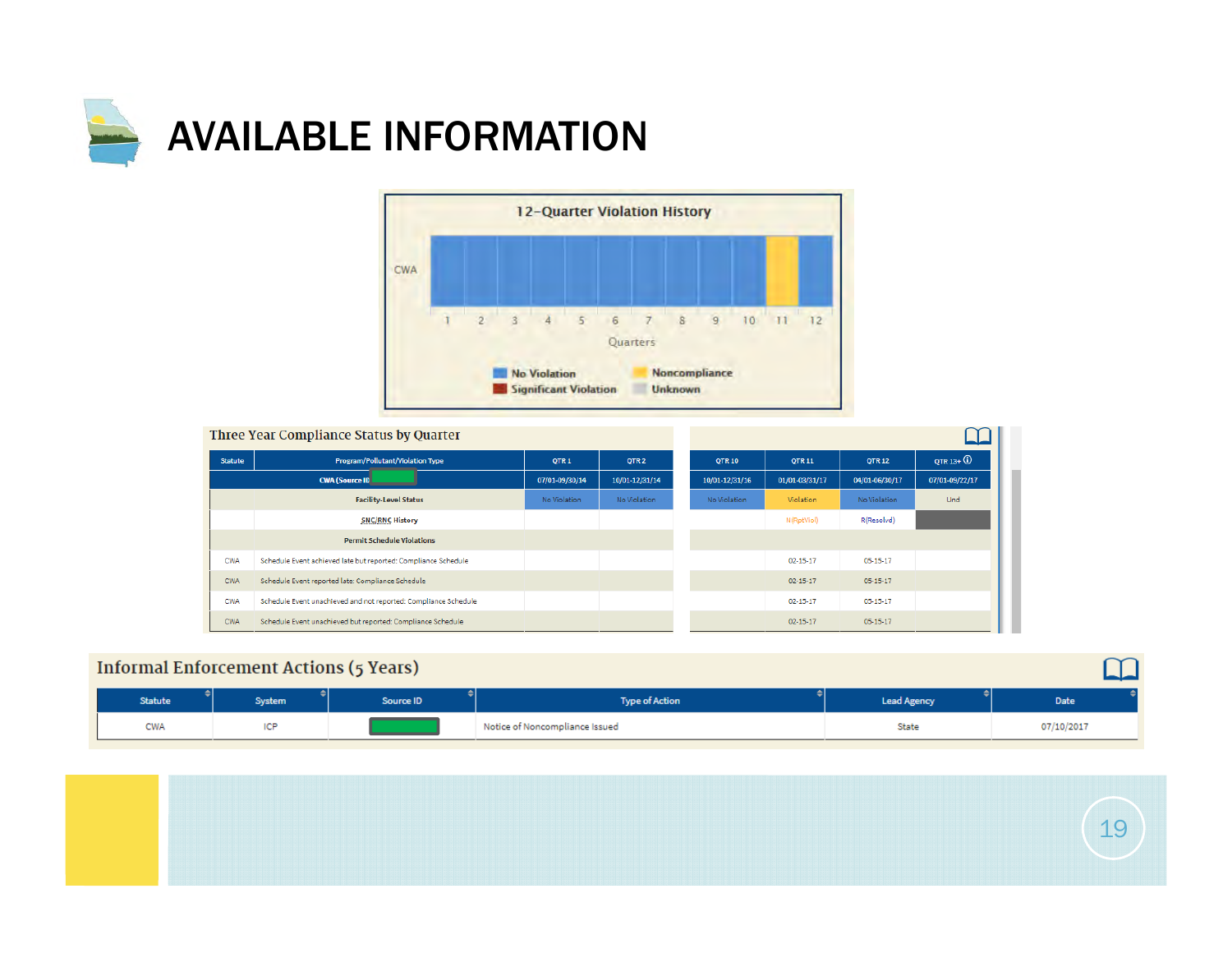# AVAILABLE INFORMATION

**12-Quarter Violation History**

CWA

Quarters: 1 2 3 4 5 6 7 8 9 10 11 12

No Violation | Noncompliance | Significant Violation | Unknown

**Three Year Compliance Status by Quarter**

| Statute | Program/Pollutant/Violation Type | QTR 1 | QTR 2 | QTR 10 | QTR 11 | QTR 12 | QTR 13+ |
|---|---|---|---|---|---|---|---|
| | CWA (Source ID) | 07/01-09/30/14 | 10/01-12/31/14 | 10/01-12/31/16 | 01/01-03/31/17 | 04/01-06/30/17 | 07/01-09/22/17 |
| | Facility-Level Status | No Violation | No Violation | No Violation | Violation | No Violation | Und |
| | SNC/RNC History | | | | N(RptViol) | R(Resolvd) | |
| | Permit Schedule Violations | | | | | | |
| CWA | Schedule Event achieved late but reported: Compliance Schedule | | | | 02-15-17 | 05-15-17 | |
| CWA | Schedule Event reported late: Compliance Schedule | | | | 02-15-17 | 05-15-17 | |
| CWA | Schedule Event unachieved and not reported: Compliance Schedule | | | | 02-15-17 | 05-15-17 | |
| CWA | Schedule Event unachieved but reported: Compliance Schedule | | | | 02-15-17 | 05-15-17 | |

**Informal Enforcement Actions (5 Years)**

| Statute | System | Source ID | Type of Action | Lead Agency | Date |
|---|---|---|---|---|---|
| CWA | ICP | | Notice of Noncompliance Issued | State | 07/10/2017 |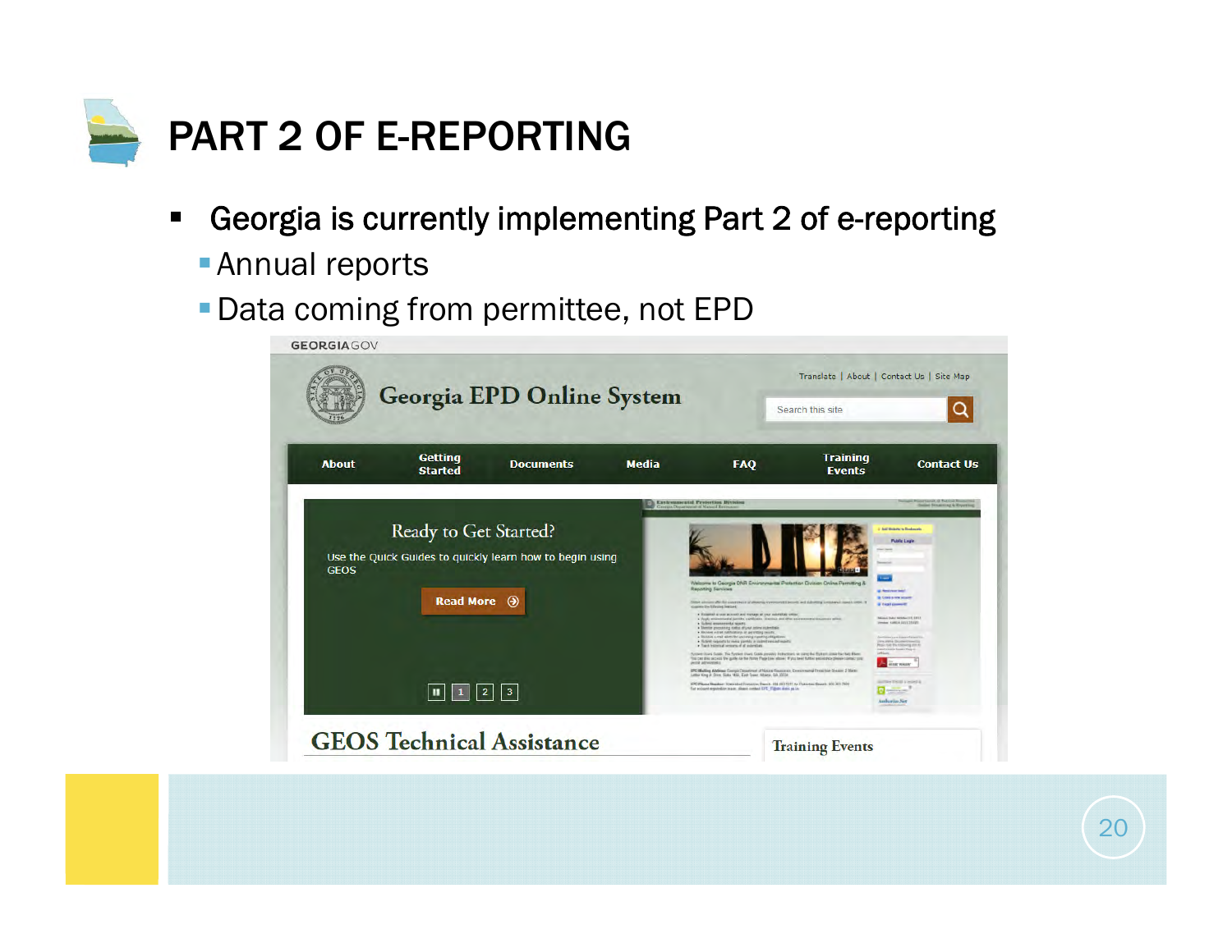# PART 2 OF E-REPORTING

- Georgia is currently implementing Part 2 of e-reporting
  - Annual reports
  - Data coming from permittee, not EPD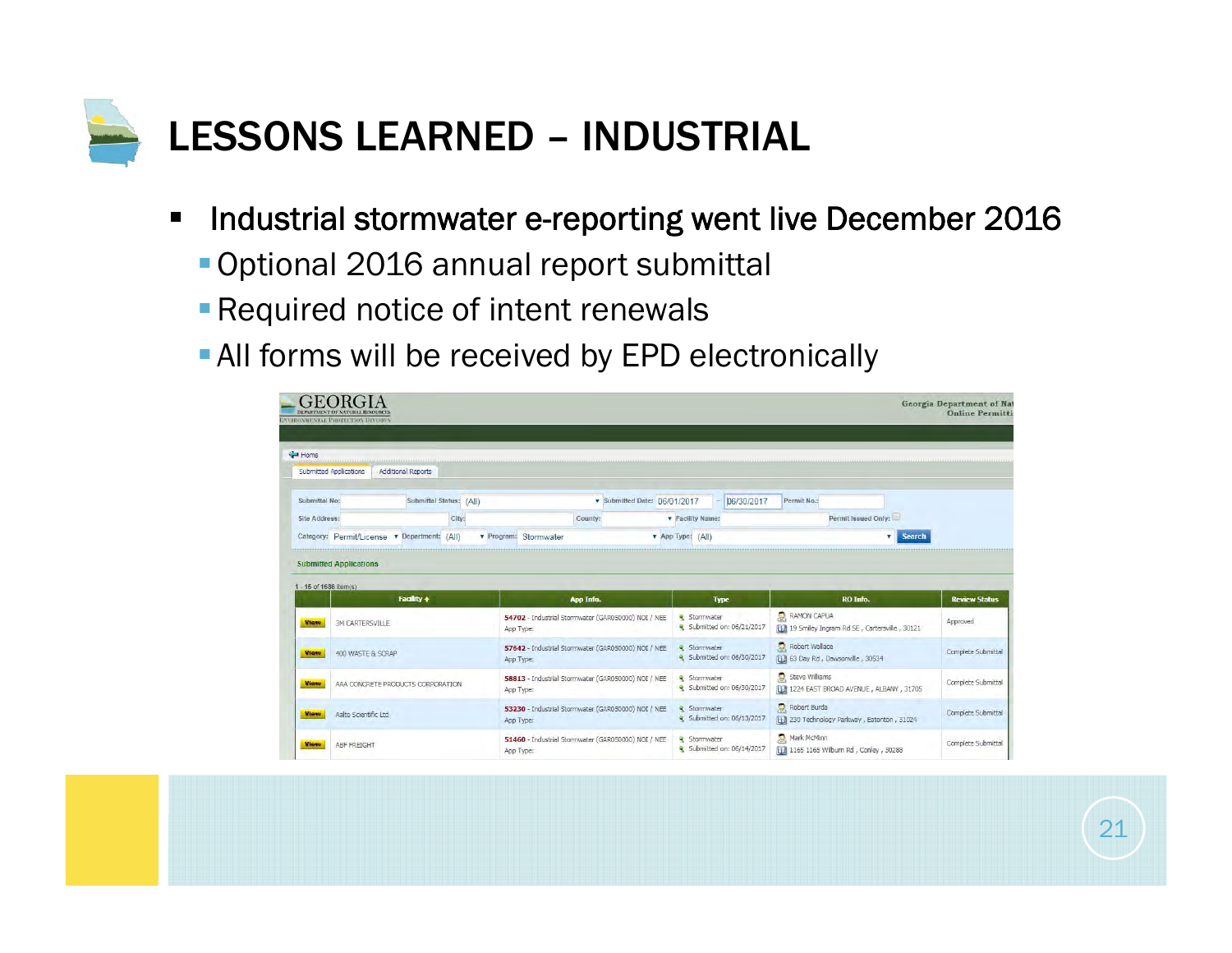# LESSONS LEARNED – INDUSTRIAL

- Industrial stormwater e-reporting went live December 2016
  - Optional 2016 annual report submittal
  - Required notice of intent renewals
  - All forms will be received by EPD electronically

| | Facility | App Info. | Type | RO Info. | Review Status |
|---|---|---|---|---|---|
| View | 3M CARTERSVILLE | 54702 - Industrial Stormwater (GAR050000) NOI / NEE App Type: | Stormwater Submitted on: 06/21/2017 | RAMON CAPUA 19 Smiley Ingram Rd SE, Cartersville, 30121 | Approved |
| View | 400 WASTE & SCRAP | 57642 - Industrial Stormwater (GAR050000) NOI / NEE App Type: | Stormwater Submitted on: 06/30/2017 | Robert Wallace 63 Day Rd, Dawsonville, 30534 | Complete Submittal |
| View | AAA CONCRETE PRODUCTS CORPORATION | 58813 - Industrial Stormwater (GAR050000) NOI / NEE App Type: | Stormwater Submitted on: 06/30/2017 | Steve Williams 1224 EAST BROAD AVENUE, ALBANY, 31705 | Complete Submittal |
| View | Aalto Scientific Ltd | 53230 - Industrial Stormwater (GAR050000) NOI / NEE App Type: | Stormwater Submitted on: 06/13/2017 | Robert Burda 230 Technology Parkway, Eatonton, 31024 | Complete Submittal |
| View | ABF FREIGHT | 51460 - Industrial Stormwater (GAR050000) NOI / NEE App Type: | Stormwater Submitted on: 06/14/2017 | Mark McMinn 1165 1165 Wilburn Rd, Conley, 30288 | Complete Submittal |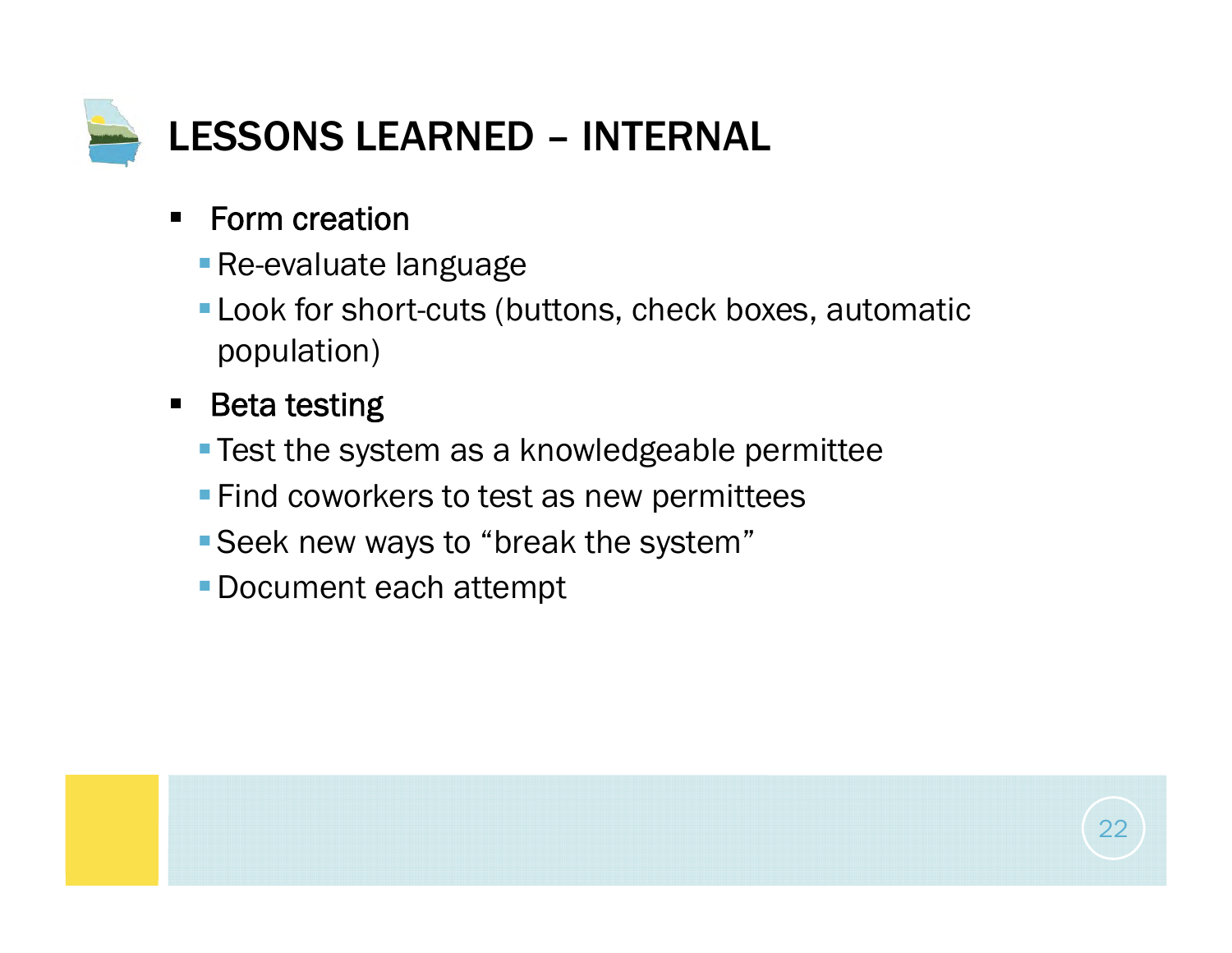# LESSONS LEARNED – INTERNAL

- Form creation
  - Re-evaluate language
  - Look for short-cuts (buttons, check boxes, automatic population)
- Beta testing
  - Test the system as a knowledgeable permittee
  - Find coworkers to test as new permittees
  - Seek new ways to "break the system"
  - Document each attempt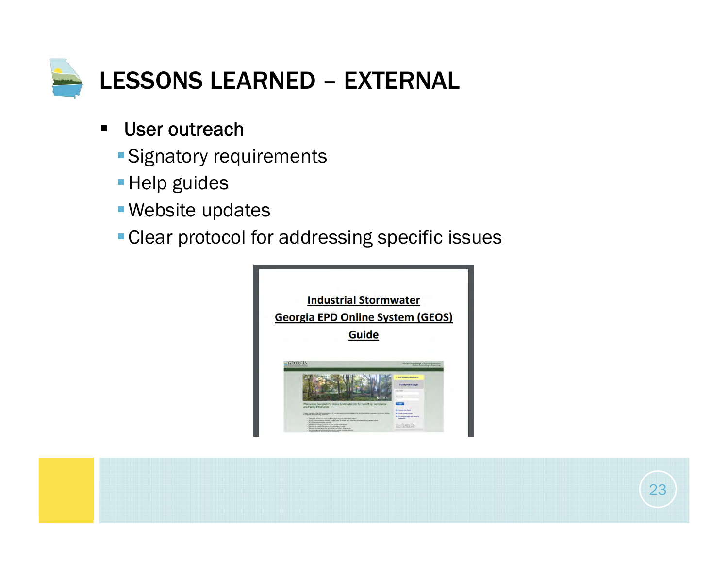# LESSONS LEARNED – EXTERNAL

- User outreach
  - Signatory requirements
  - Help guides
  - Website updates
  - Clear protocol for addressing specific issues

Industrial Stormwater
Georgia EPD Online System (GEOS)
Guide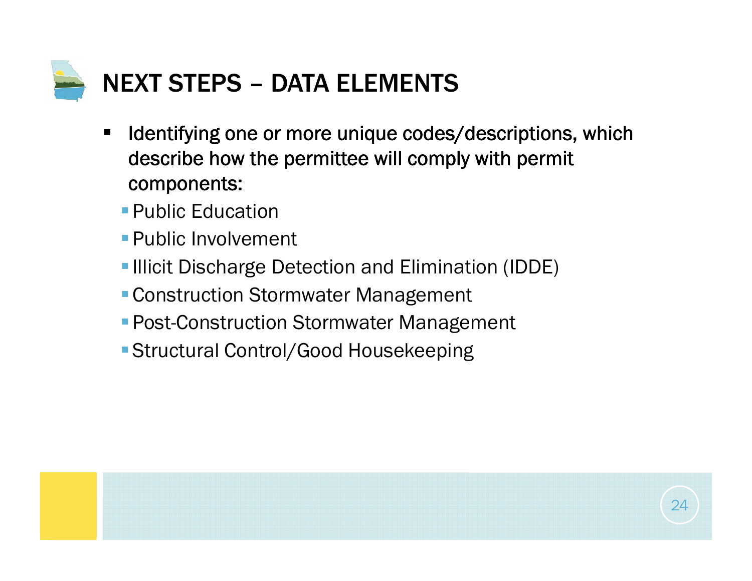# NEXT STEPS – DATA ELEMENTS

- Identifying one or more unique codes/descriptions, which describe how the permittee will comply with permit components:
  - Public Education
  - Public Involvement
  - Illicit Discharge Detection and Elimination (IDDE)
  - Construction Stormwater Management
  - Post-Construction Stormwater Management
  - Structural Control/Good Housekeeping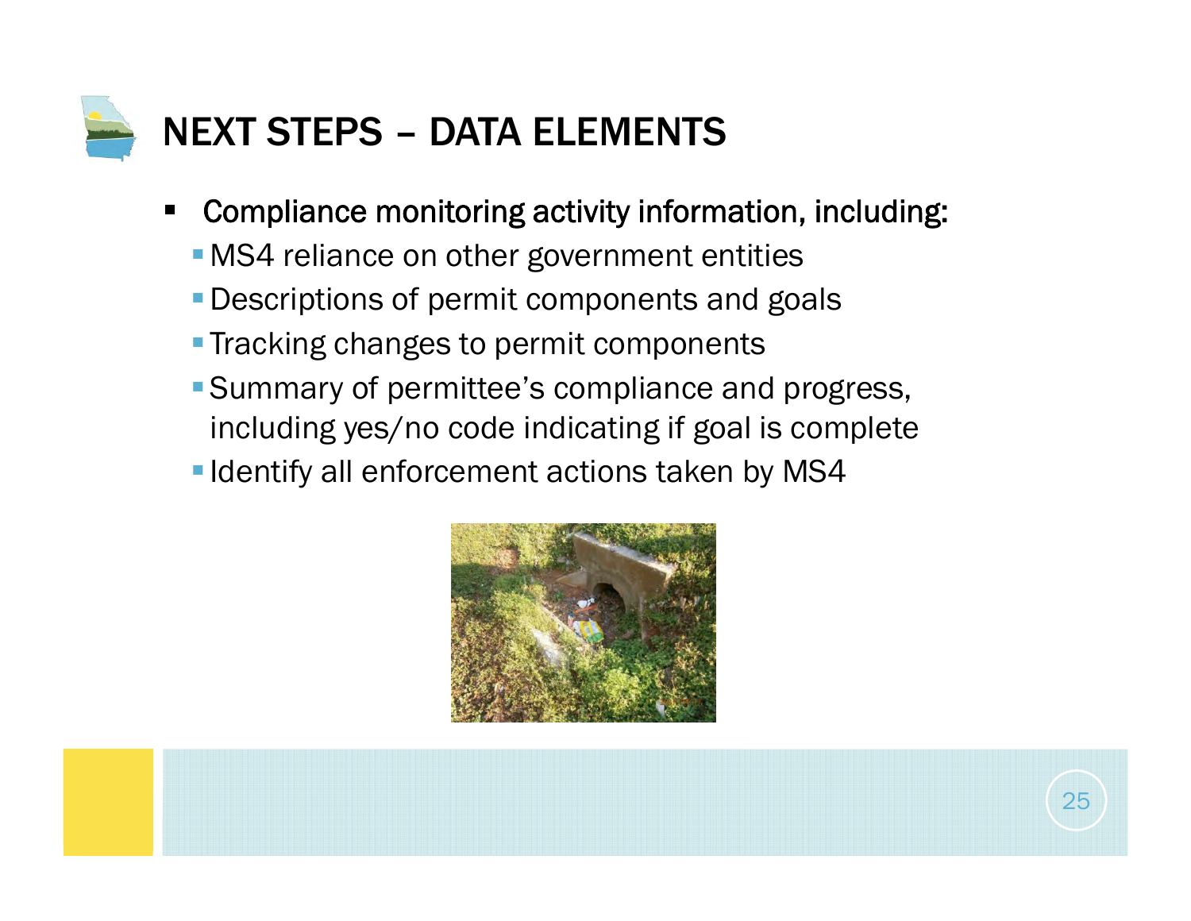# NEXT STEPS – DATA ELEMENTS

- Compliance monitoring activity information, including:
  - MS4 reliance on other government entities
  - Descriptions of permit components and goals
  - Tracking changes to permit components
  - Summary of permittee's compliance and progress, including yes/no code indicating if goal is complete
  - Identify all enforcement actions taken by MS4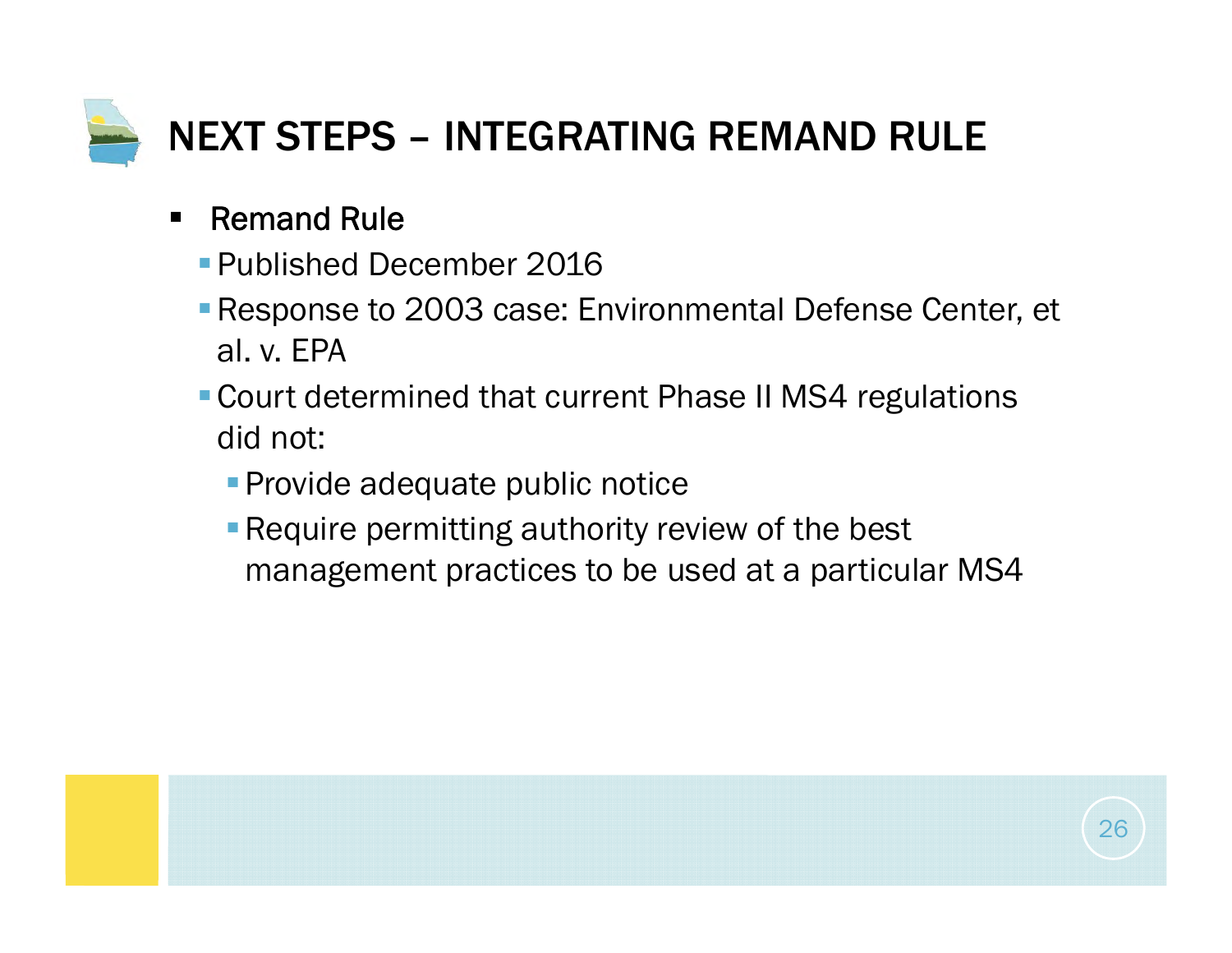# NEXT STEPS – INTEGRATING REMAND RULE

- Remand Rule
  - Published December 2016
  - Response to 2003 case: Environmental Defense Center, et al. v. EPA
  - Court determined that current Phase II MS4 regulations did not:
    - Provide adequate public notice
    - Require permitting authority review of the best management practices to be used at a particular MS4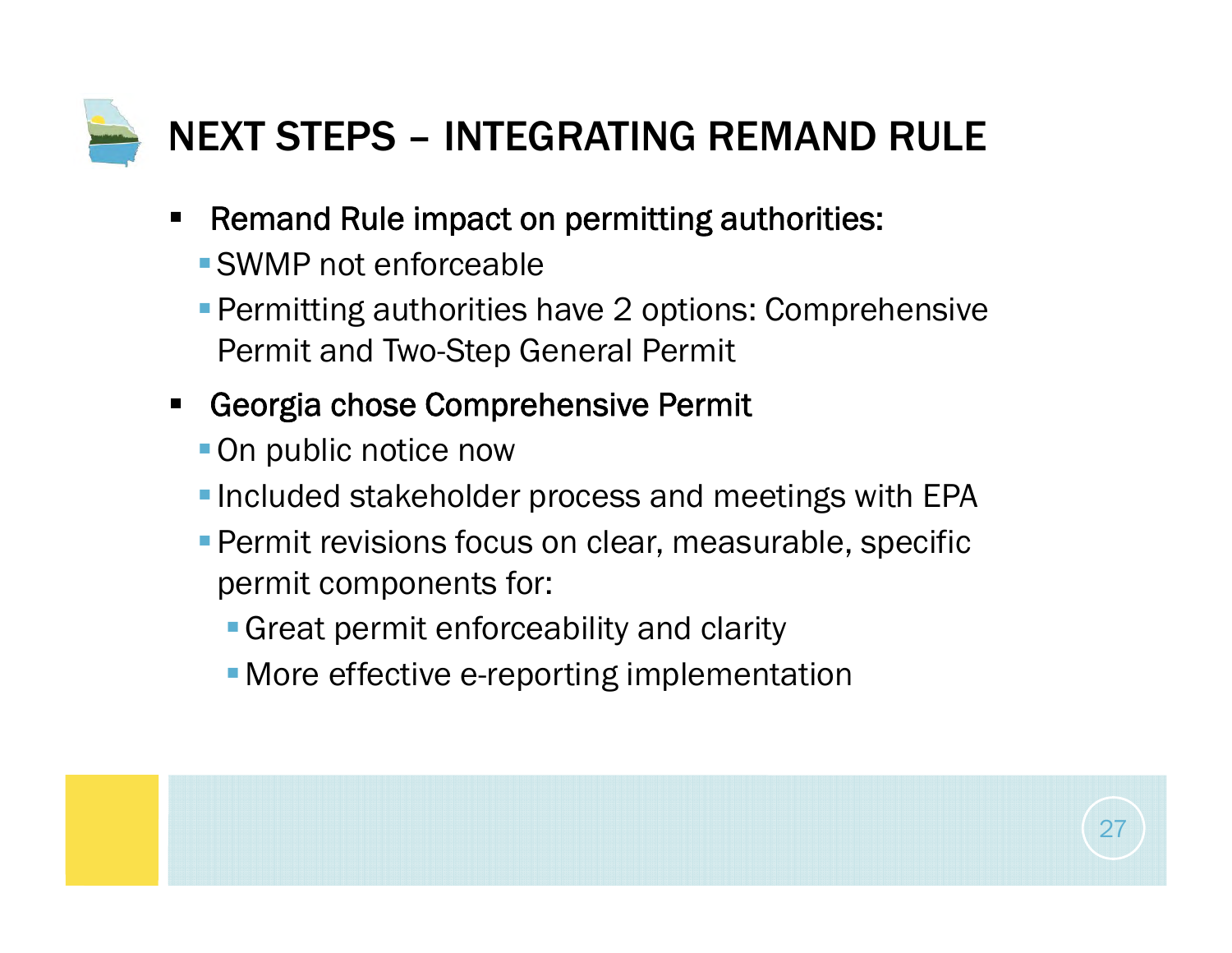# NEXT STEPS – INTEGRATING REMAND RULE

- Remand Rule impact on permitting authorities:
  - SWMP not enforceable
  - Permitting authorities have 2 options: Comprehensive Permit and Two-Step General Permit
- Georgia chose Comprehensive Permit
  - On public notice now
  - Included stakeholder process and meetings with EPA
  - Permit revisions focus on clear, measurable, specific permit components for:
    - Great permit enforceability and clarity
    - More effective e-reporting implementation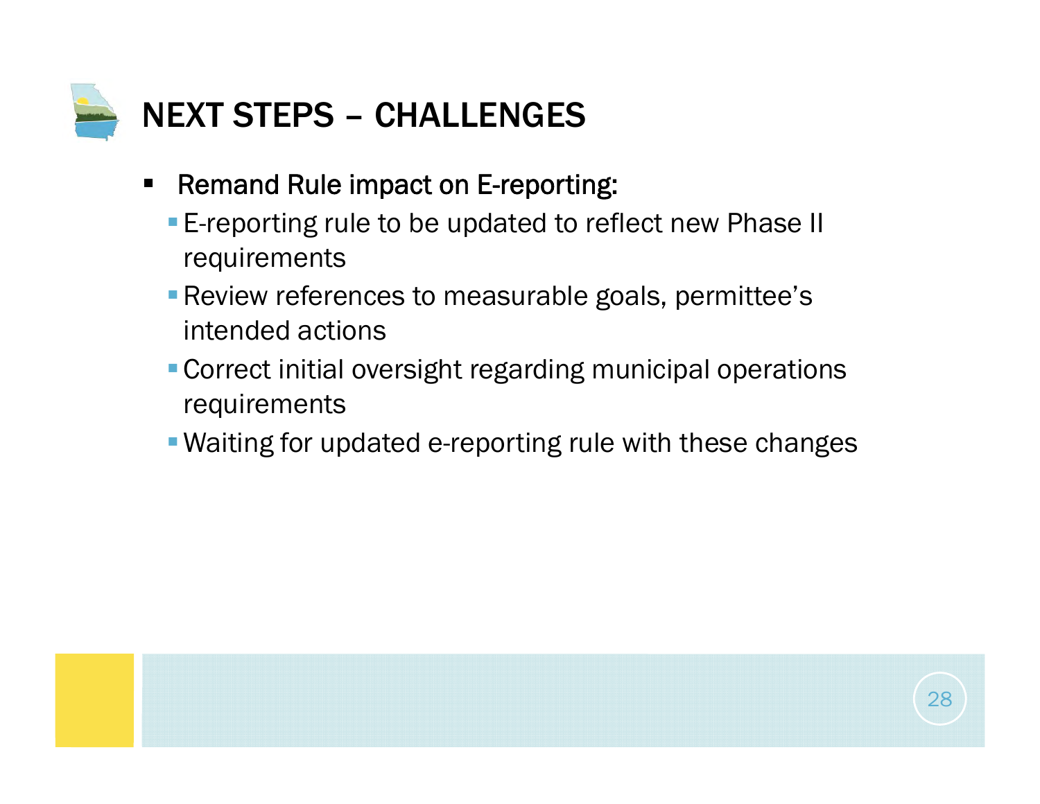# NEXT STEPS – CHALLENGES

- Remand Rule impact on E-reporting:
  - E-reporting rule to be updated to reflect new Phase II requirements
  - Review references to measurable goals, permittee's intended actions
  - Correct initial oversight regarding municipal operations requirements
  - Waiting for updated e-reporting rule with these changes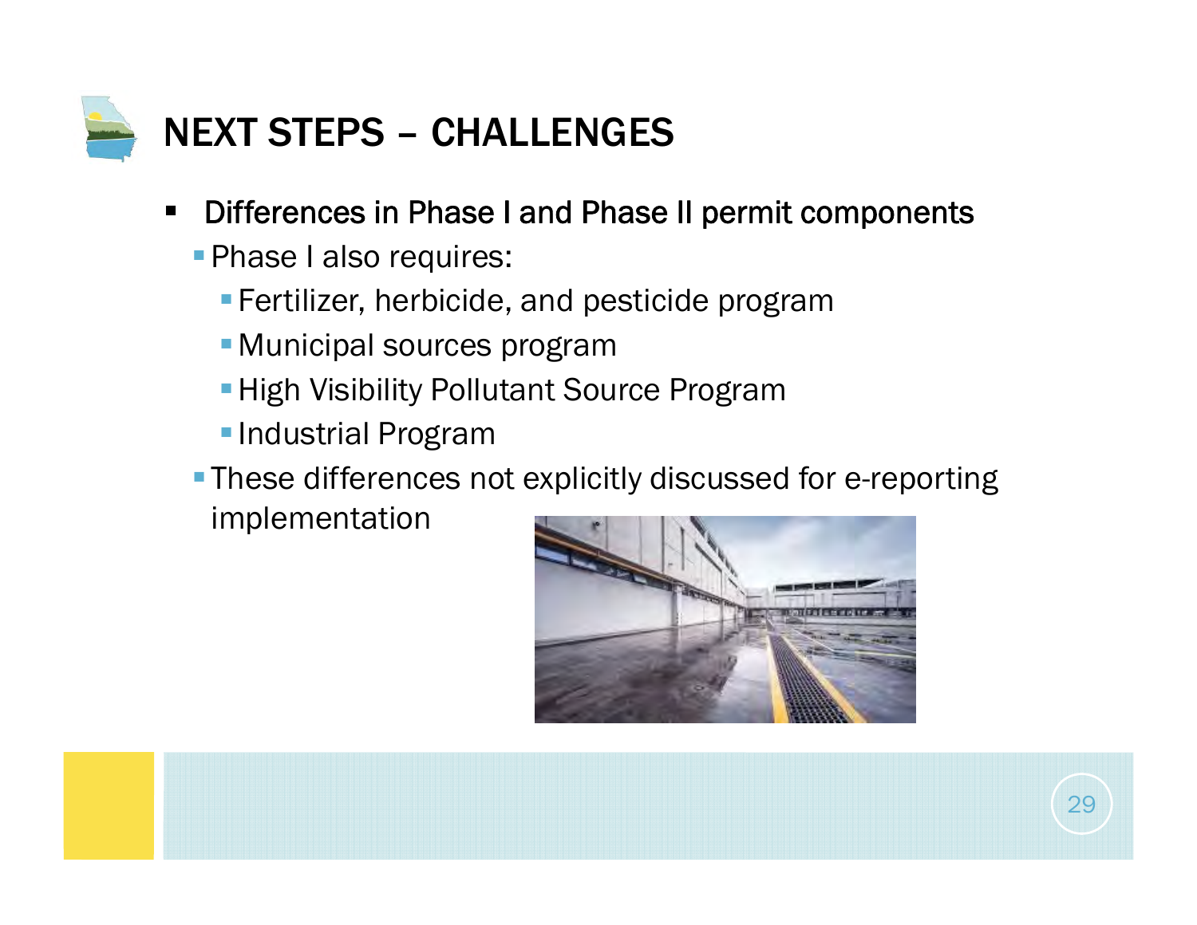# NEXT STEPS – CHALLENGES

- Differences in Phase I and Phase II permit components
  - Phase I also requires:
    - Fertilizer, herbicide, and pesticide program
    - Municipal sources program
    - High Visibility Pollutant Source Program
    - Industrial Program
  - These differences not explicitly discussed for e-reporting implementation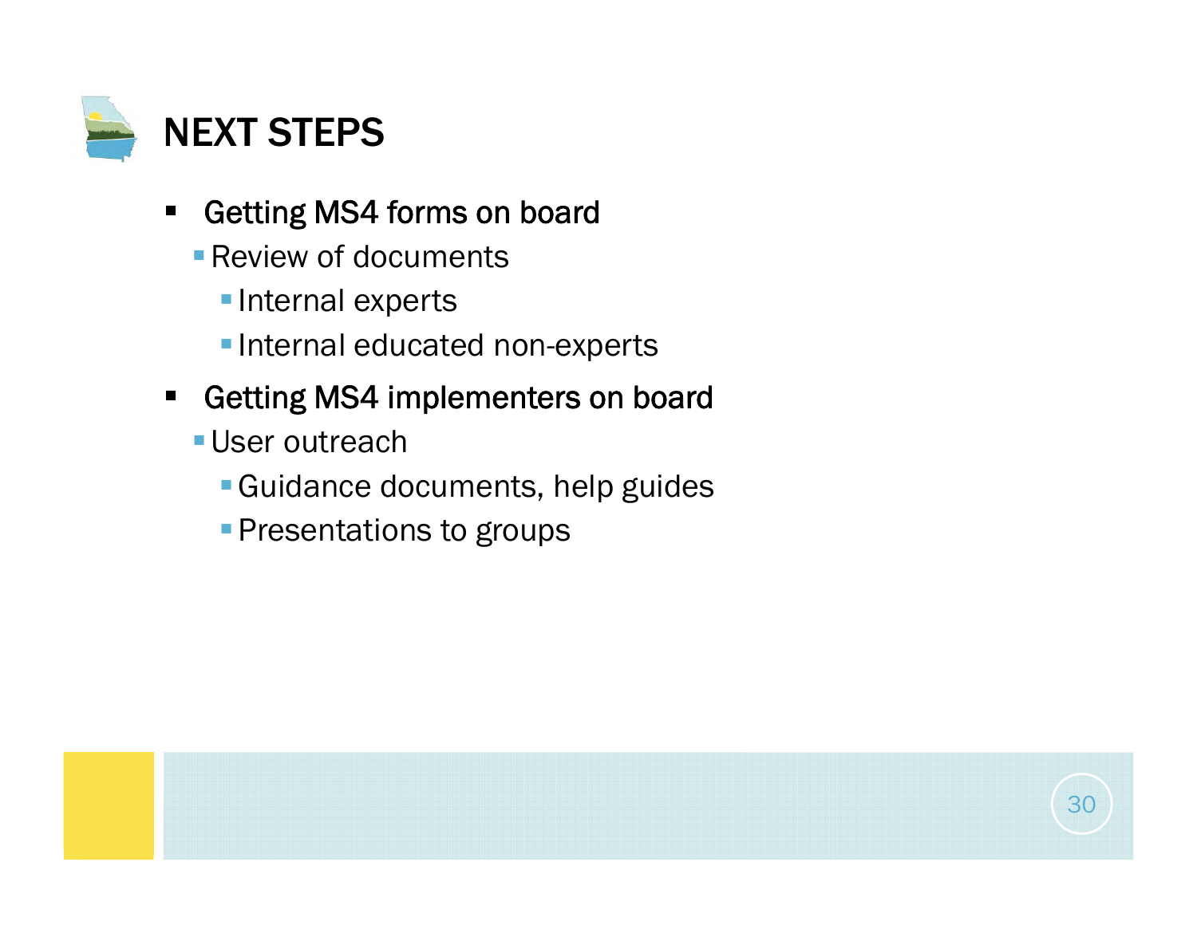# NEXT STEPS

- Getting MS4 forms on board
  - Review of documents
    - Internal experts
    - Internal educated non-experts
- Getting MS4 implementers on board
  - User outreach
    - Guidance documents, help guides
    - Presentations to groups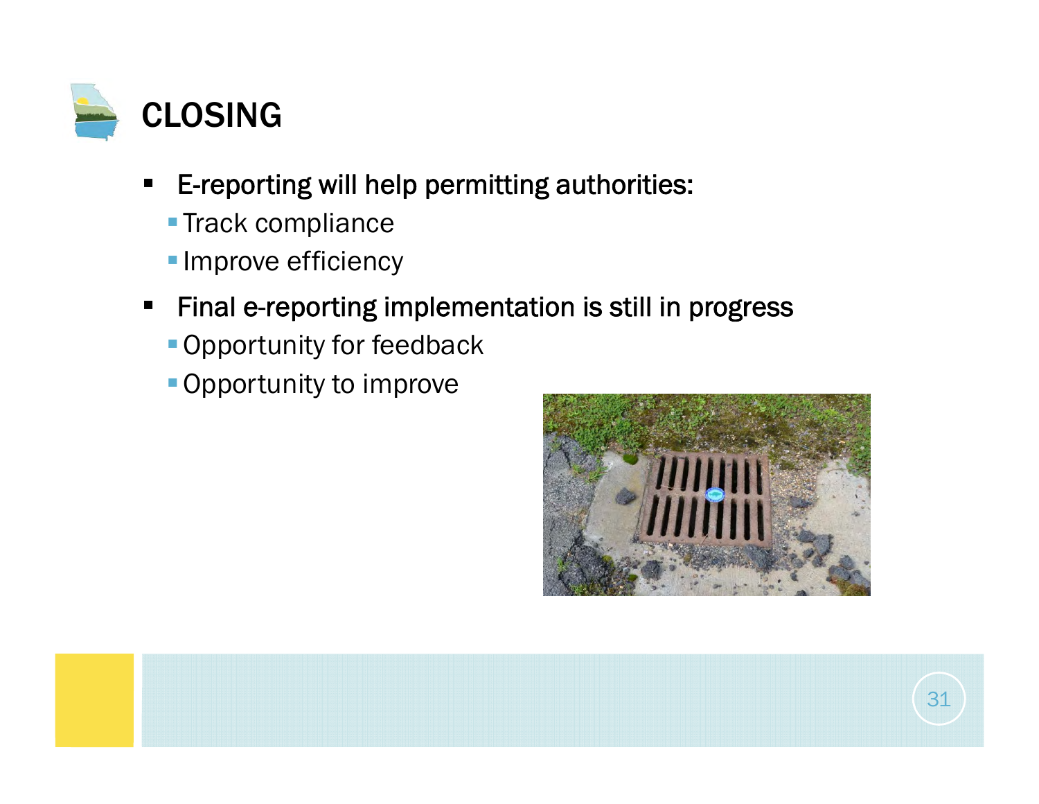# CLOSING

- E-reporting will help permitting authorities:
  - Track compliance
  - Improve efficiency
- Final e-reporting implementation is still in progress
  - Opportunity for feedback
  - Opportunity to improve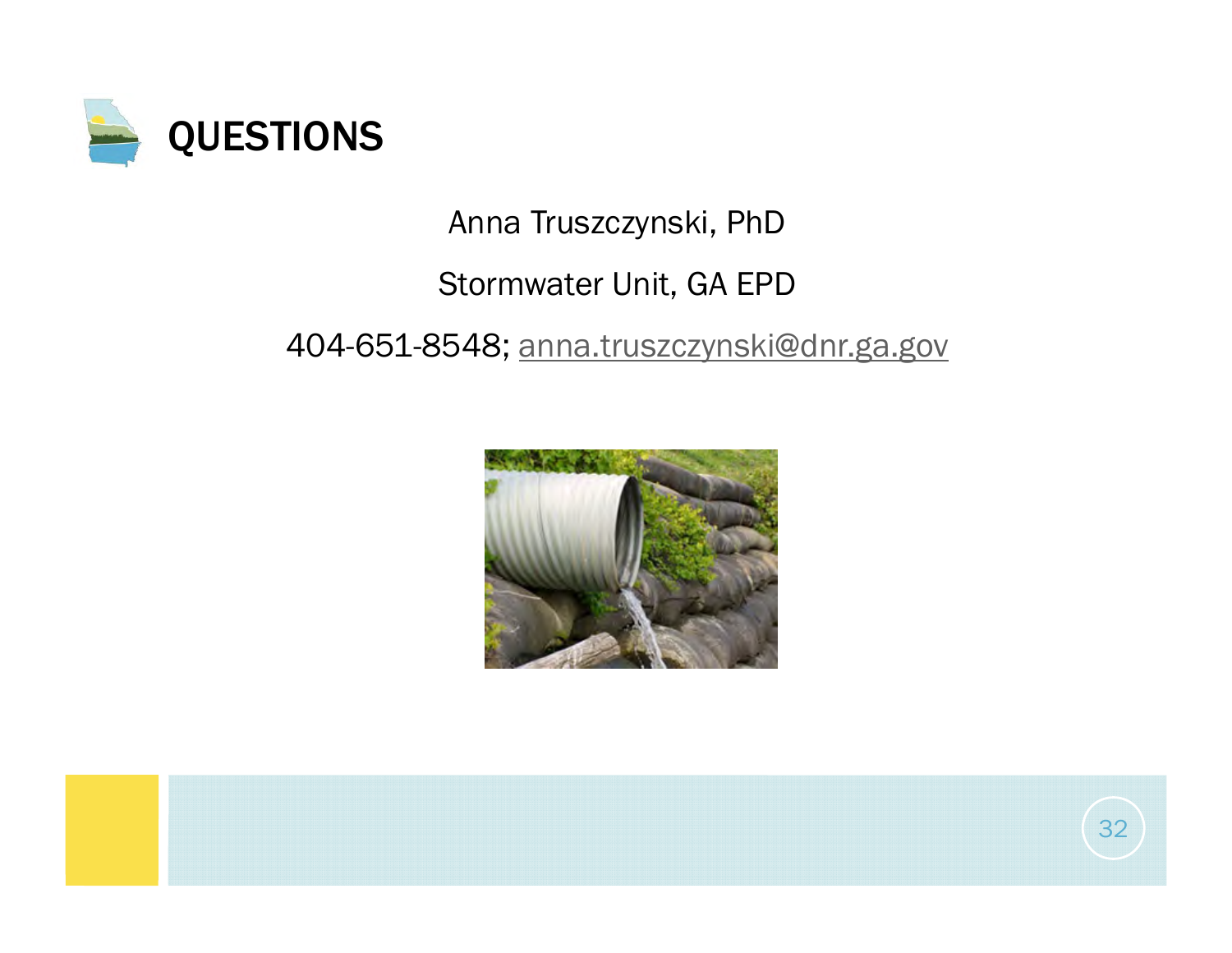# QUESTIONS

Anna Truszczynski, PhD

Stormwater Unit, GA EPD

404-651-8548; anna.truszczynski@dnr.ga.gov